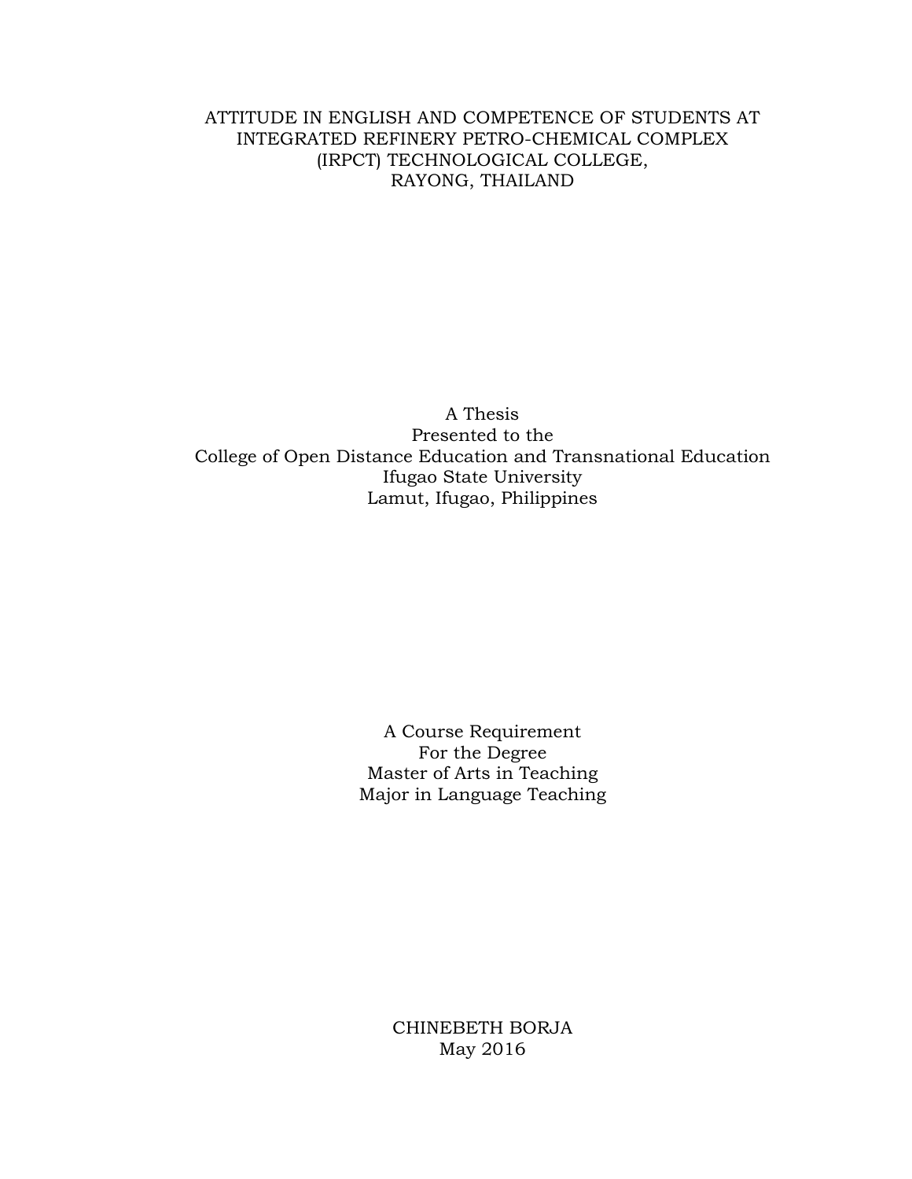# ATTITUDE IN ENGLISH AND COMPETENCE OF STUDENTS AT INTEGRATED REFINERY PETRO-CHEMICAL COMPLEX (IRPCT) TECHNOLOGICAL COLLEGE, RAYONG, THAILAND

A Thesis
Presented to the
College of Open Distance Education and Transnational Education
Ifugao State University
Lamut, Ifugao, Philippines

A Course Requirement
For the Degree
Master of Arts in Teaching
Major in Language Teaching

CHINEBETH BORJA
May 2016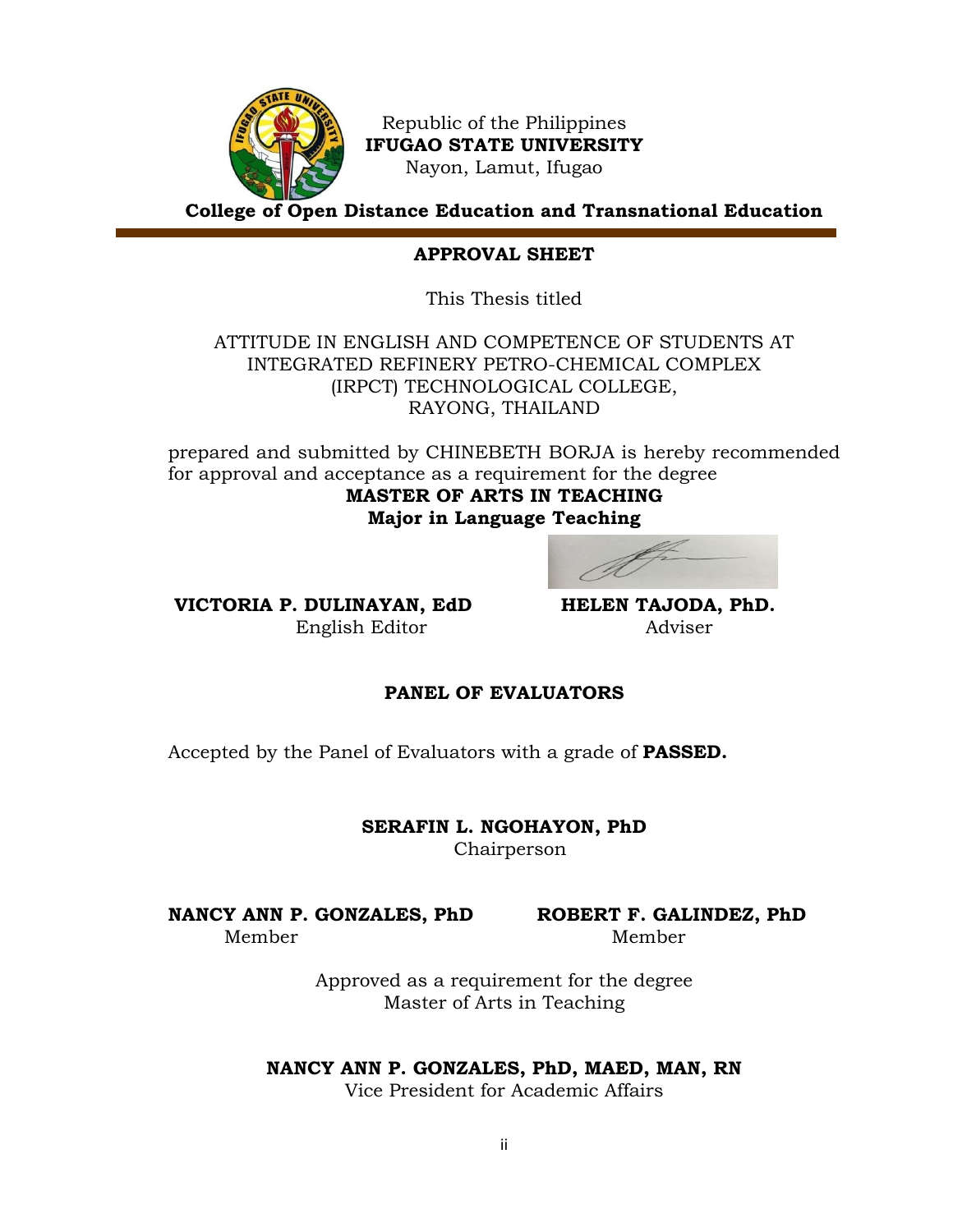Republic of the Philippines
**IFUGAO STATE UNIVERSITY**
Nayon, Lamut, Ifugao

**College of Open Distance Education and Transnational Education**

## APPROVAL SHEET

This Thesis titled

ATTITUDE IN ENGLISH AND COMPETENCE OF STUDENTS AT INTEGRATED REFINERY PETRO-CHEMICAL COMPLEX (IRPCT) TECHNOLOGICAL COLLEGE, RAYONG, THAILAND

prepared and submitted by CHINEBETH BORJA is hereby recommended for approval and acceptance as a requirement for the degree
**MASTER OF ARTS IN TEACHING**
**Major in Language Teaching**

**VICTORIA P. DULINAYAN, EdD**
English Editor

**HELEN TAJODA, PhD.**
Adviser

## PANEL OF EVALUATORS

Accepted by the Panel of Evaluators with a grade of **PASSED.**

**SERAFIN L. NGOHAYON, PhD**
Chairperson

**NANCY ANN P. GONZALES, PhD**
Member

**ROBERT F. GALINDEZ, PhD**
Member

Approved as a requirement for the degree
Master of Arts in Teaching

**NANCY ANN P. GONZALES, PhD, MAED, MAN, RN**
Vice President for Academic Affairs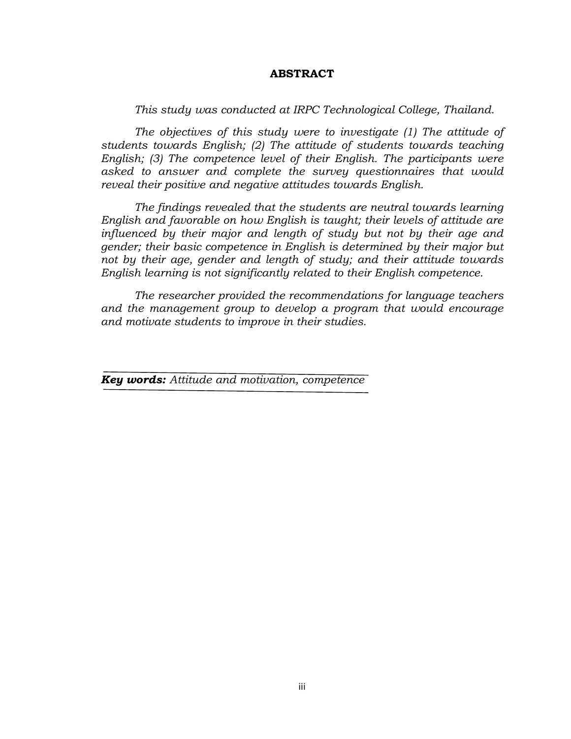# ABSTRACT

*This study was conducted at IRPC Technological College, Thailand.*

*The objectives of this study were to investigate (1) The attitude of students towards English; (2) The attitude of students towards teaching English; (3) The competence level of their English. The participants were asked to answer and complete the survey questionnaires that would reveal their positive and negative attitudes towards English.*

*The findings revealed that the students are neutral towards learning English and favorable on how English is taught; their levels of attitude are influenced by their major and length of study but not by their age and gender; their basic competence in English is determined by their major but not by their age, gender and length of study; and their attitude towards English learning is not significantly related to their English competence.*

*The researcher provided the recommendations for language teachers and the management group to develop a program that would encourage and motivate students to improve in their studies.*

***Key words:*** *Attitude and motivation, competence*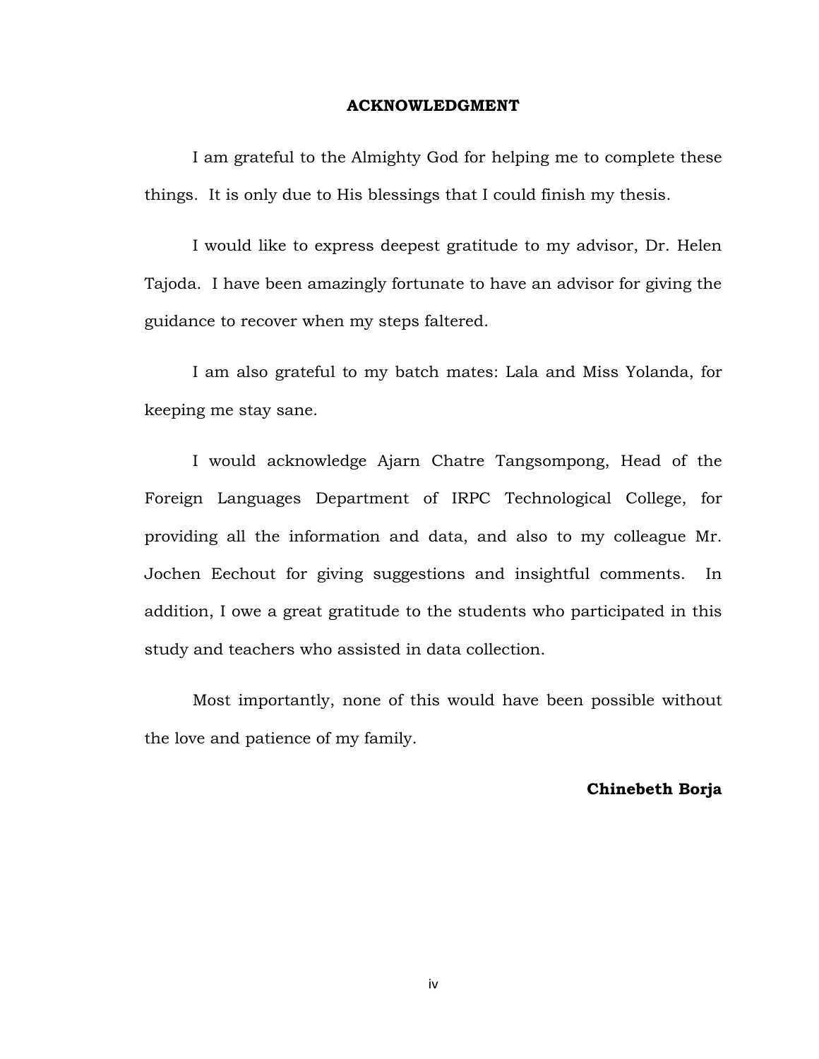# ACKNOWLEDGMENT

I am grateful to the Almighty God for helping me to complete these things. It is only due to His blessings that I could finish my thesis.

I would like to express deepest gratitude to my advisor, Dr. Helen Tajoda. I have been amazingly fortunate to have an advisor for giving the guidance to recover when my steps faltered.

I am also grateful to my batch mates: Lala and Miss Yolanda, for keeping me stay sane.

I would acknowledge Ajarn Chatre Tangsompong, Head of the Foreign Languages Department of IRPC Technological College, for providing all the information and data, and also to my colleague Mr. Jochen Eechout for giving suggestions and insightful comments. In addition, I owe a great gratitude to the students who participated in this study and teachers who assisted in data collection.

Most importantly, none of this would have been possible without the love and patience of my family.

**Chinebeth Borja**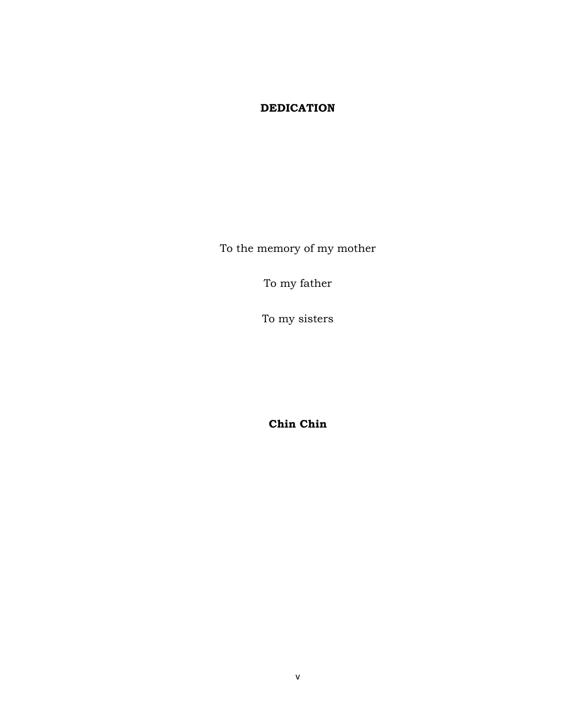# DEDICATION

To the memory of my mother

To my father

To my sisters

**Chin Chin**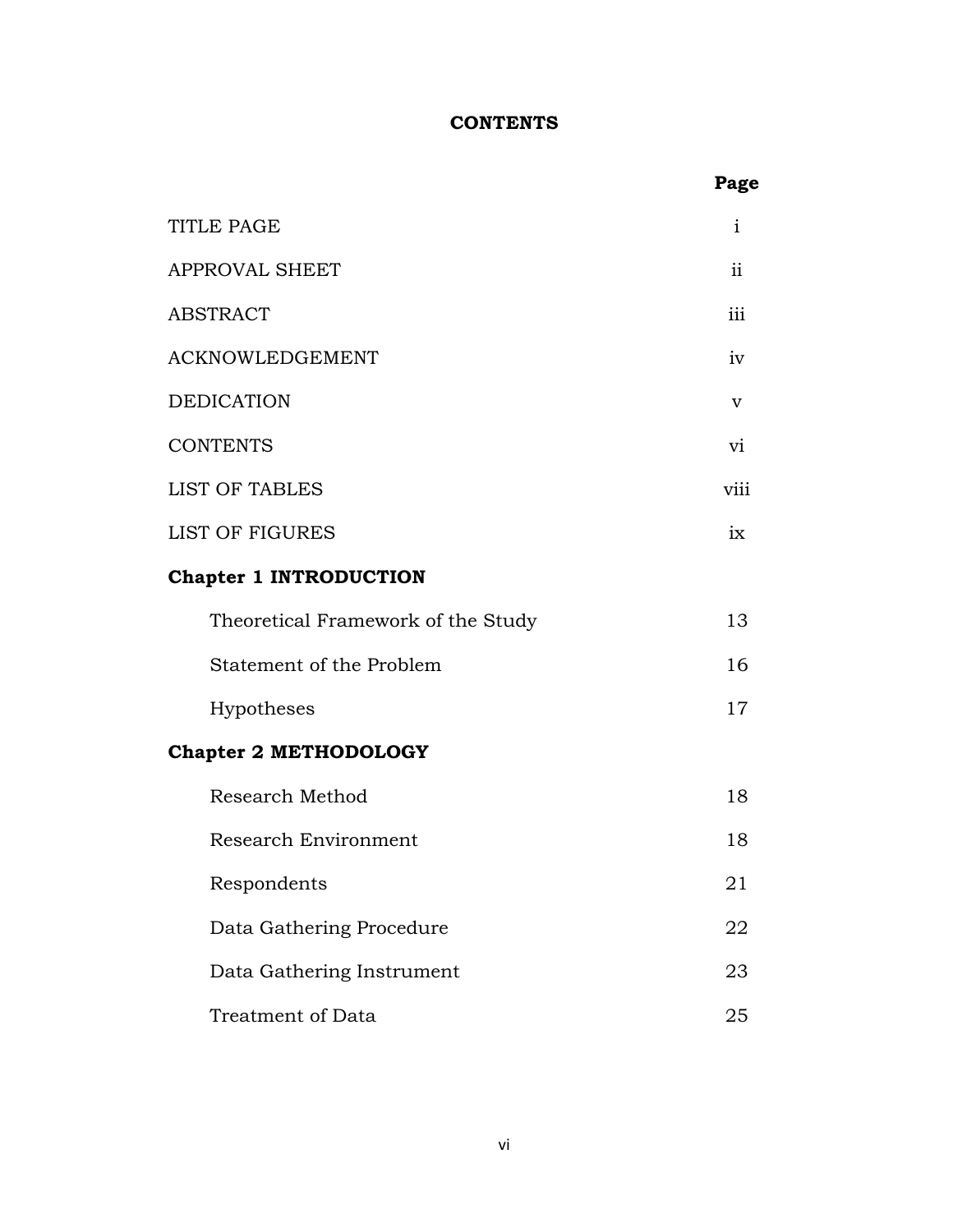**CONTENTS**

| | Page |
|---|---|
| TITLE PAGE | i |
| APPROVAL SHEET | ii |
| ABSTRACT | iii |
| ACKNOWLEDGEMENT | iv |
| DEDICATION | v |
| CONTENTS | vi |
| LIST OF TABLES | viii |
| LIST OF FIGURES | ix |
| **Chapter 1 INTRODUCTION** | |
| Theoretical Framework of the Study | 13 |
| Statement of the Problem | 16 |
| Hypotheses | 17 |
| **Chapter 2 METHODOLOGY** | |
| Research Method | 18 |
| Research Environment | 18 |
| Respondents | 21 |
| Data Gathering Procedure | 22 |
| Data Gathering Instrument | 23 |
| Treatment of Data | 25 |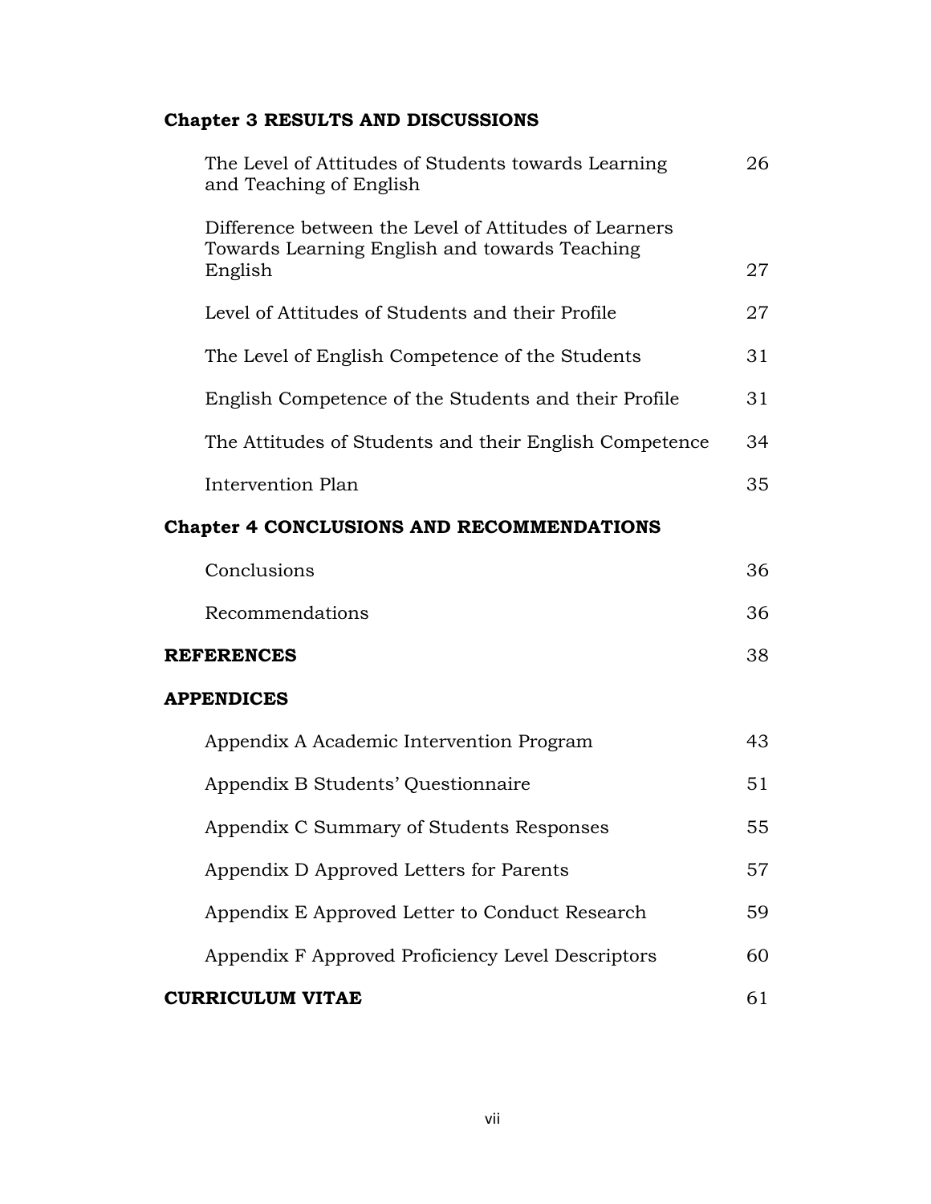**Chapter 3 RESULTS AND DISCUSSIONS**

| | |
|---|---|
| The Level of Attitudes of Students towards Learning and Teaching of English | 26 |
| Difference between the Level of Attitudes of Learners Towards Learning English and towards Teaching English | 27 |
| Level of Attitudes of Students and their Profile | 27 |
| The Level of English Competence of the Students | 31 |
| English Competence of the Students and their Profile | 31 |
| The Attitudes of Students and their English Competence | 34 |
| Intervention Plan | 35 |

**Chapter 4 CONCLUSIONS AND RECOMMENDATIONS**

| | |
|---|---|
| Conclusions | 36 |
| Recommendations | 36 |

| | |
|---|---|
| **REFERENCES** | 38 |

**APPENDICES**

| | |
|---|---|
| Appendix A Academic Intervention Program | 43 |
| Appendix B Students' Questionnaire | 51 |
| Appendix C Summary of Students Responses | 55 |
| Appendix D Approved Letters for Parents | 57 |
| Appendix E Approved Letter to Conduct Research | 59 |
| Appendix F Approved Proficiency Level Descriptors | 60 |

| | |
|---|---|
| **CURRICULUM VITAE** | 61 |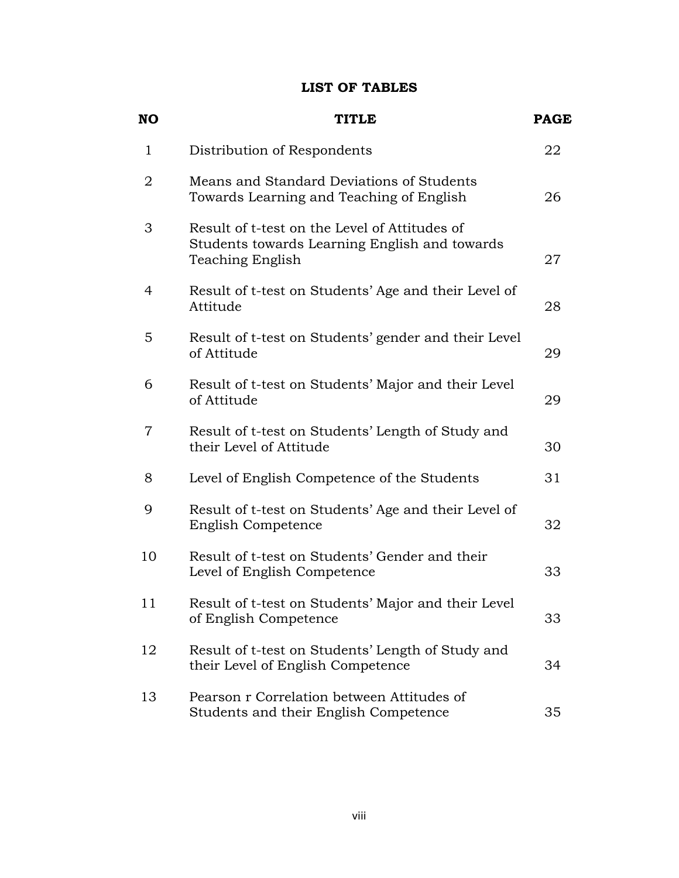# LIST OF TABLES

| NO | TITLE | PAGE |
| --- | --- | --- |
| 1 | Distribution of Respondents | 22 |
| 2 | Means and Standard Deviations of Students Towards Learning and Teaching of English | 26 |
| 3 | Result of t-test on the Level of Attitudes of Students towards Learning English and towards Teaching English | 27 |
| 4 | Result of t-test on Students' Age and their Level of Attitude | 28 |
| 5 | Result of t-test on Students' gender and their Level of Attitude | 29 |
| 6 | Result of t-test on Students' Major and their Level of Attitude | 29 |
| 7 | Result of t-test on Students' Length of Study and their Level of Attitude | 30 |
| 8 | Level of English Competence of the Students | 31 |
| 9 | Result of t-test on Students' Age and their Level of English Competence | 32 |
| 10 | Result of t-test on Students' Gender and their Level of English Competence | 33 |
| 11 | Result of t-test on Students' Major and their Level of English Competence | 33 |
| 12 | Result of t-test on Students' Length of Study and their Level of English Competence | 34 |
| 13 | Pearson r Correlation between Attitudes of Students and their English Competence | 35 |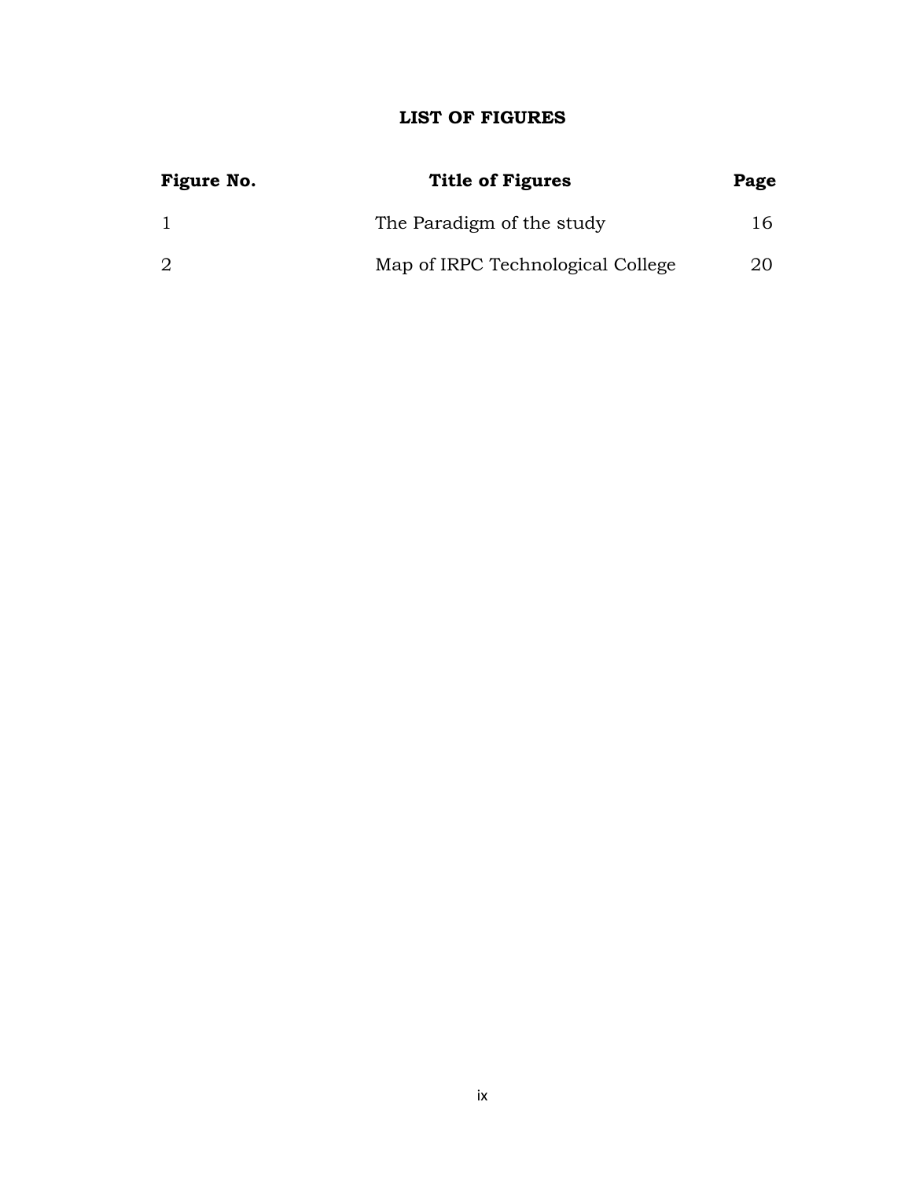# LIST OF FIGURES

| Figure No. | Title of Figures | Page |
|---|---|---|
| 1 | The Paradigm of the study | 16 |
| 2 | Map of IRPC Technological College | 20 |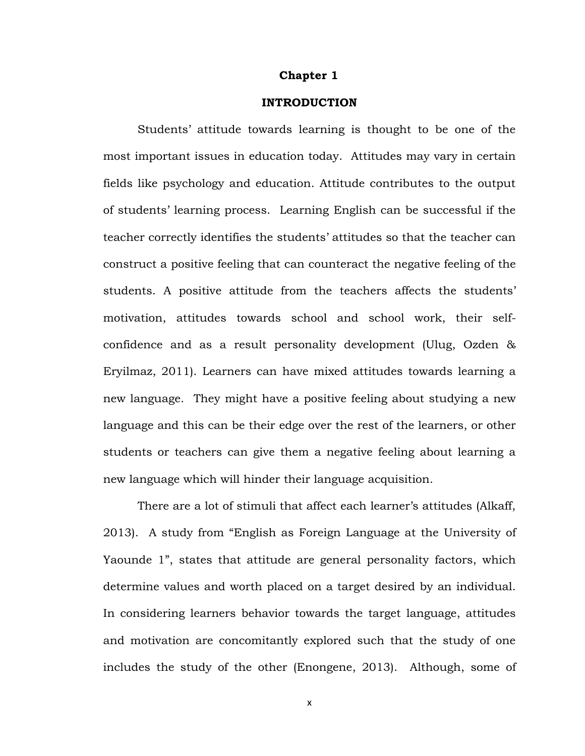# Chapter 1

## INTRODUCTION

Students' attitude towards learning is thought to be one of the most important issues in education today. Attitudes may vary in certain fields like psychology and education. Attitude contributes to the output of students' learning process. Learning English can be successful if the teacher correctly identifies the students' attitudes so that the teacher can construct a positive feeling that can counteract the negative feeling of the students. A positive attitude from the teachers affects the students' motivation, attitudes towards school and school work, their self-confidence and as a result personality development (Ulug, Ozden & Eryilmaz, 2011). Learners can have mixed attitudes towards learning a new language. They might have a positive feeling about studying a new language and this can be their edge over the rest of the learners, or other students or teachers can give them a negative feeling about learning a new language which will hinder their language acquisition.

There are a lot of stimuli that affect each learner's attitudes (Alkaff, 2013). A study from "English as Foreign Language at the University of Yaounde 1", states that attitude are general personality factors, which determine values and worth placed on a target desired by an individual. In considering learners behavior towards the target language, attitudes and motivation are concomitantly explored such that the study of one includes the study of the other (Enongene, 2013). Although, some of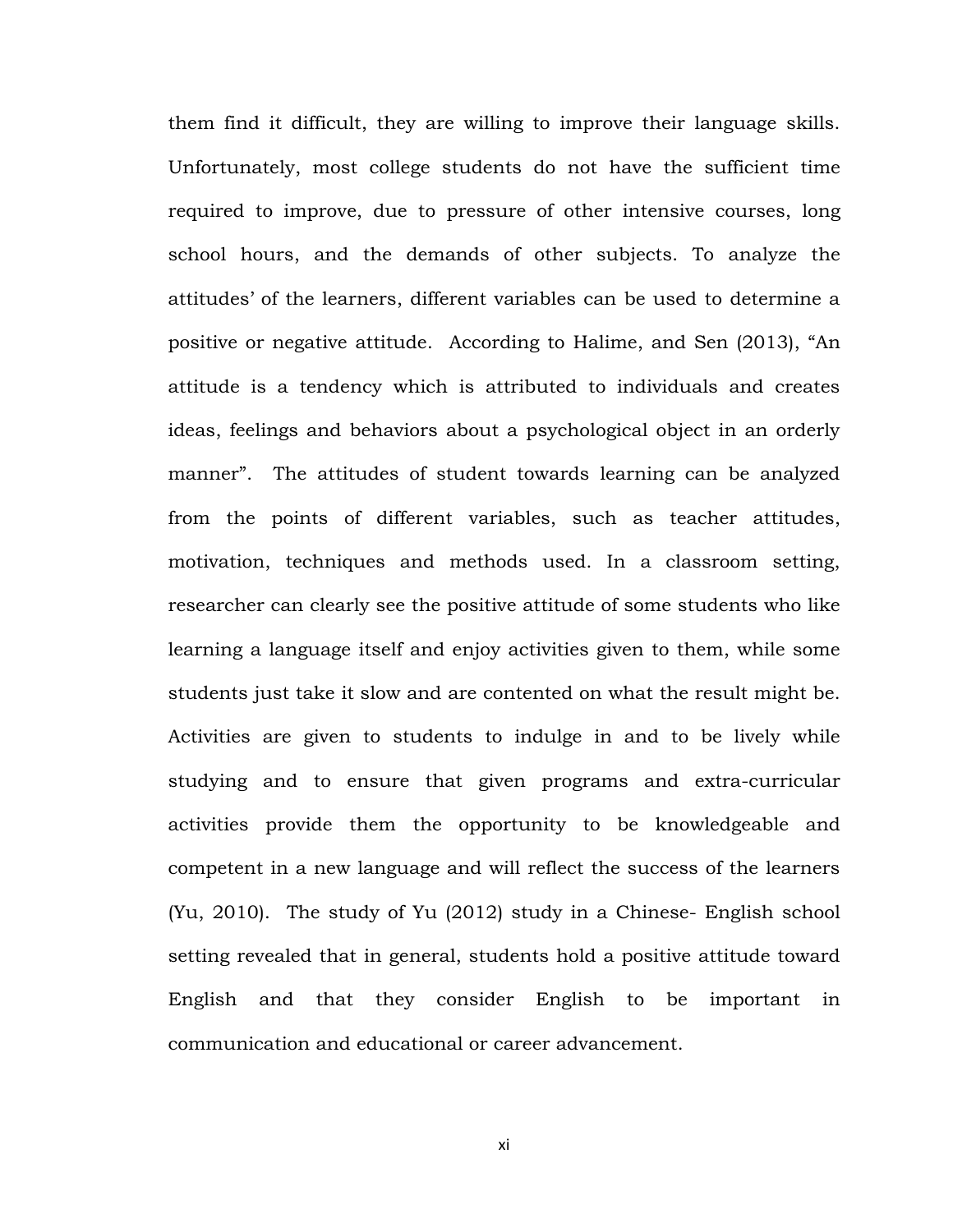them find it difficult, they are willing to improve their language skills. Unfortunately, most college students do not have the sufficient time required to improve, due to pressure of other intensive courses, long school hours, and the demands of other subjects. To analyze the attitudes' of the learners, different variables can be used to determine a positive or negative attitude. According to Halime, and Sen (2013), "An attitude is a tendency which is attributed to individuals and creates ideas, feelings and behaviors about a psychological object in an orderly manner". The attitudes of student towards learning can be analyzed from the points of different variables, such as teacher attitudes, motivation, techniques and methods used. In a classroom setting, researcher can clearly see the positive attitude of some students who like learning a language itself and enjoy activities given to them, while some students just take it slow and are contented on what the result might be. Activities are given to students to indulge in and to be lively while studying and to ensure that given programs and extra-curricular activities provide them the opportunity to be knowledgeable and competent in a new language and will reflect the success of the learners (Yu, 2010). The study of Yu (2012) study in a Chinese- English school setting revealed that in general, students hold a positive attitude toward English and that they consider English to be important in communication and educational or career advancement.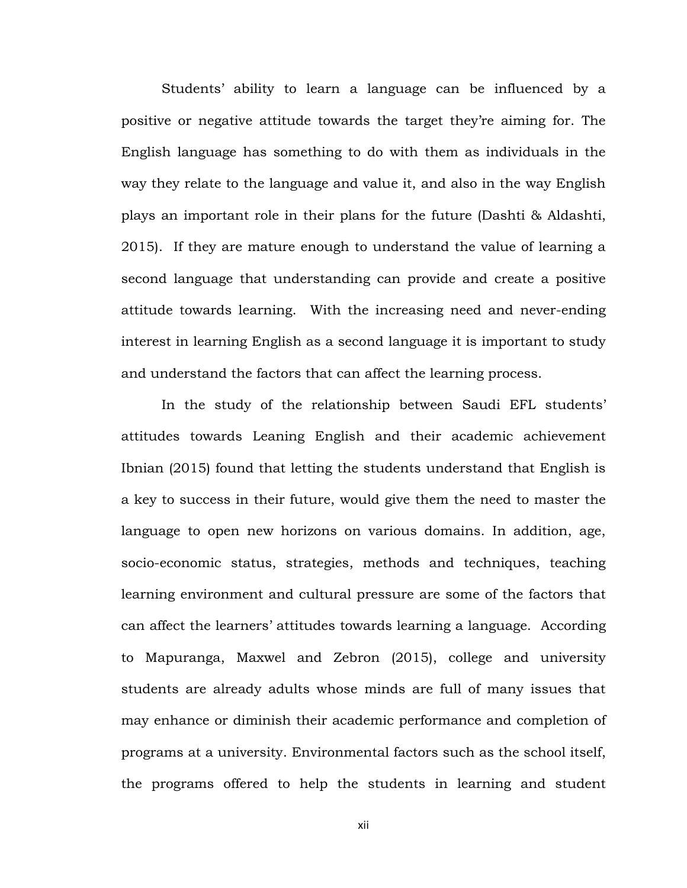Students' ability to learn a language can be influenced by a positive or negative attitude towards the target they're aiming for. The English language has something to do with them as individuals in the way they relate to the language and value it, and also in the way English plays an important role in their plans for the future (Dashti & Aldashti, 2015). If they are mature enough to understand the value of learning a second language that understanding can provide and create a positive attitude towards learning. With the increasing need and never-ending interest in learning English as a second language it is important to study and understand the factors that can affect the learning process.

In the study of the relationship between Saudi EFL students' attitudes towards Leaning English and their academic achievement Ibnian (2015) found that letting the students understand that English is a key to success in their future, would give them the need to master the language to open new horizons on various domains. In addition, age, socio-economic status, strategies, methods and techniques, teaching learning environment and cultural pressure are some of the factors that can affect the learners' attitudes towards learning a language. According to Mapuranga, Maxwel and Zebron (2015), college and university students are already adults whose minds are full of many issues that may enhance or diminish their academic performance and completion of programs at a university. Environmental factors such as the school itself, the programs offered to help the students in learning and student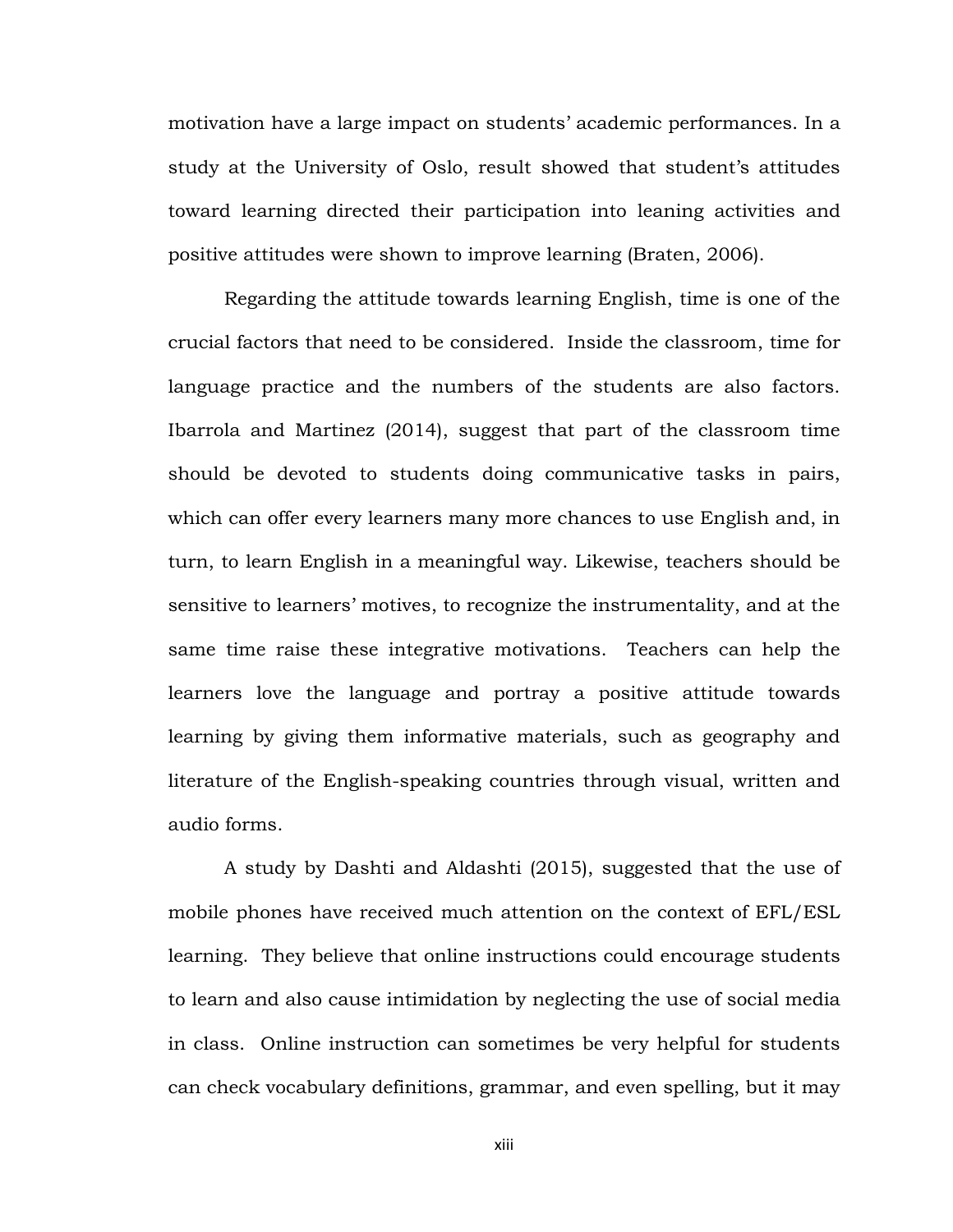motivation have a large impact on students' academic performances. In a study at the University of Oslo, result showed that student's attitudes toward learning directed their participation into leaning activities and positive attitudes were shown to improve learning (Braten, 2006).

Regarding the attitude towards learning English, time is one of the crucial factors that need to be considered. Inside the classroom, time for language practice and the numbers of the students are also factors. Ibarrola and Martinez (2014), suggest that part of the classroom time should be devoted to students doing communicative tasks in pairs, which can offer every learners many more chances to use English and, in turn, to learn English in a meaningful way. Likewise, teachers should be sensitive to learners' motives, to recognize the instrumentality, and at the same time raise these integrative motivations. Teachers can help the learners love the language and portray a positive attitude towards learning by giving them informative materials, such as geography and literature of the English-speaking countries through visual, written and audio forms.

A study by Dashti and Aldashti (2015), suggested that the use of mobile phones have received much attention on the context of EFL/ESL learning. They believe that online instructions could encourage students to learn and also cause intimidation by neglecting the use of social media in class. Online instruction can sometimes be very helpful for students can check vocabulary definitions, grammar, and even spelling, but it may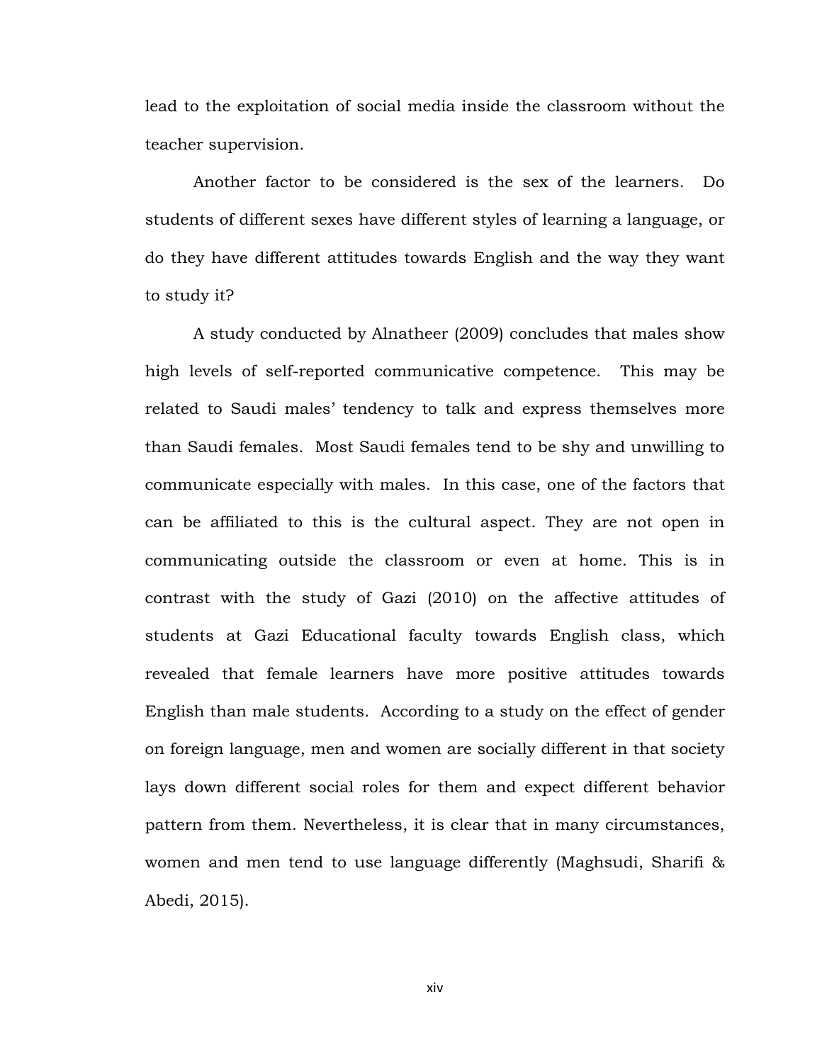lead to the exploitation of social media inside the classroom without the teacher supervision.

Another factor to be considered is the sex of the learners. Do students of different sexes have different styles of learning a language, or do they have different attitudes towards English and the way they want to study it?

A study conducted by Alnatheer (2009) concludes that males show high levels of self-reported communicative competence. This may be related to Saudi males' tendency to talk and express themselves more than Saudi females. Most Saudi females tend to be shy and unwilling to communicate especially with males. In this case, one of the factors that can be affiliated to this is the cultural aspect. They are not open in communicating outside the classroom or even at home. This is in contrast with the study of Gazi (2010) on the affective attitudes of students at Gazi Educational faculty towards English class, which revealed that female learners have more positive attitudes towards English than male students. According to a study on the effect of gender on foreign language, men and women are socially different in that society lays down different social roles for them and expect different behavior pattern from them. Nevertheless, it is clear that in many circumstances, women and men tend to use language differently (Maghsudi, Sharifi & Abedi, 2015).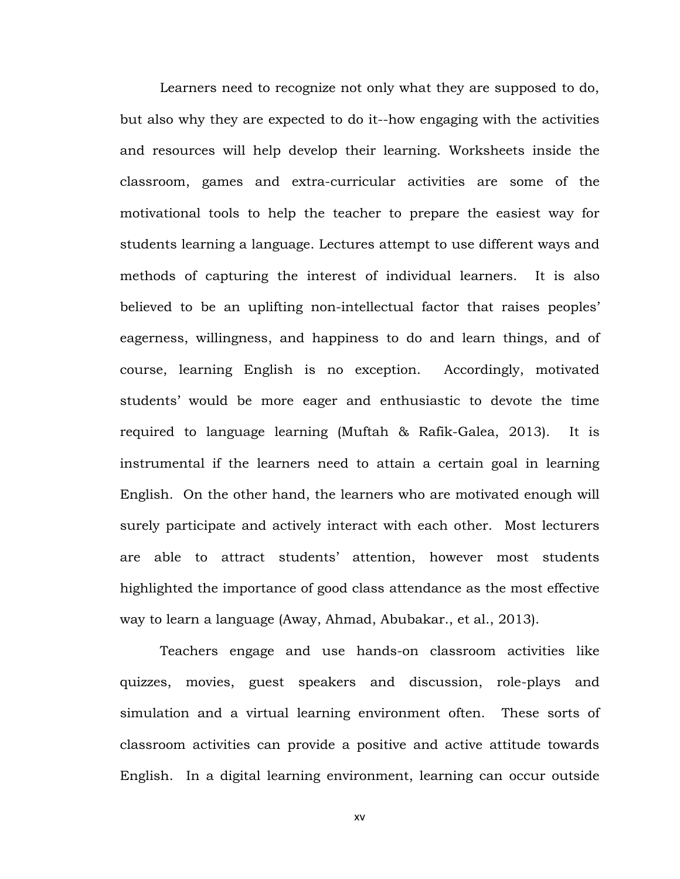Learners need to recognize not only what they are supposed to do, but also why they are expected to do it--how engaging with the activities and resources will help develop their learning. Worksheets inside the classroom, games and extra-curricular activities are some of the motivational tools to help the teacher to prepare the easiest way for students learning a language. Lectures attempt to use different ways and methods of capturing the interest of individual learners. It is also believed to be an uplifting non-intellectual factor that raises peoples' eagerness, willingness, and happiness to do and learn things, and of course, learning English is no exception. Accordingly, motivated students' would be more eager and enthusiastic to devote the time required to language learning (Muftah & Rafik-Galea, 2013). It is instrumental if the learners need to attain a certain goal in learning English. On the other hand, the learners who are motivated enough will surely participate and actively interact with each other. Most lecturers are able to attract students' attention, however most students highlighted the importance of good class attendance as the most effective way to learn a language (Away, Ahmad, Abubakar., et al., 2013).

Teachers engage and use hands-on classroom activities like quizzes, movies, guest speakers and discussion, role-plays and simulation and a virtual learning environment often. These sorts of classroom activities can provide a positive and active attitude towards English. In a digital learning environment, learning can occur outside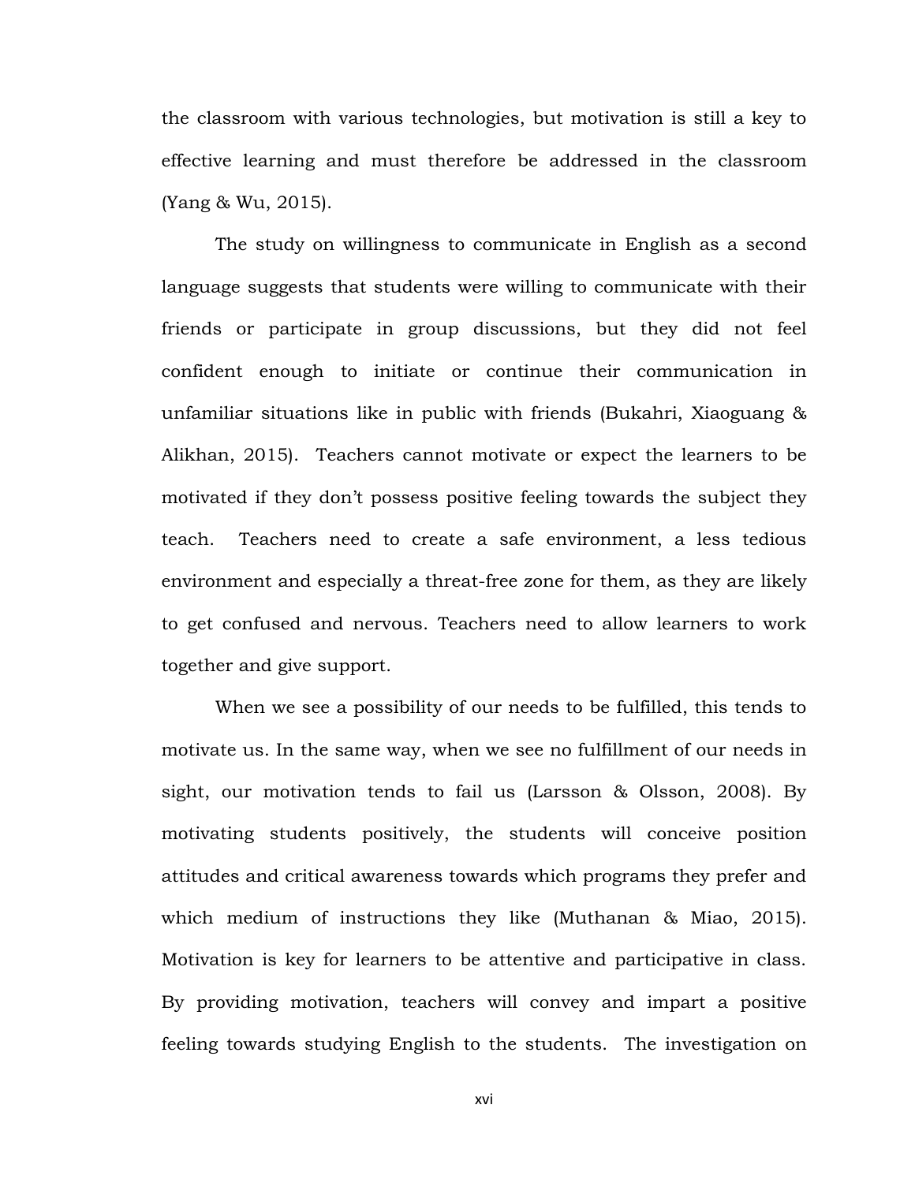the classroom with various technologies, but motivation is still a key to effective learning and must therefore be addressed in the classroom (Yang & Wu, 2015).

The study on willingness to communicate in English as a second language suggests that students were willing to communicate with their friends or participate in group discussions, but they did not feel confident enough to initiate or continue their communication in unfamiliar situations like in public with friends (Bukahri, Xiaoguang & Alikhan, 2015). Teachers cannot motivate or expect the learners to be motivated if they don't possess positive feeling towards the subject they teach. Teachers need to create a safe environment, a less tedious environment and especially a threat-free zone for them, as they are likely to get confused and nervous. Teachers need to allow learners to work together and give support.

When we see a possibility of our needs to be fulfilled, this tends to motivate us. In the same way, when we see no fulfillment of our needs in sight, our motivation tends to fail us (Larsson & Olsson, 2008). By motivating students positively, the students will conceive position attitudes and critical awareness towards which programs they prefer and which medium of instructions they like (Muthanan & Miao, 2015). Motivation is key for learners to be attentive and participative in class. By providing motivation, teachers will convey and impart a positive feeling towards studying English to the students. The investigation on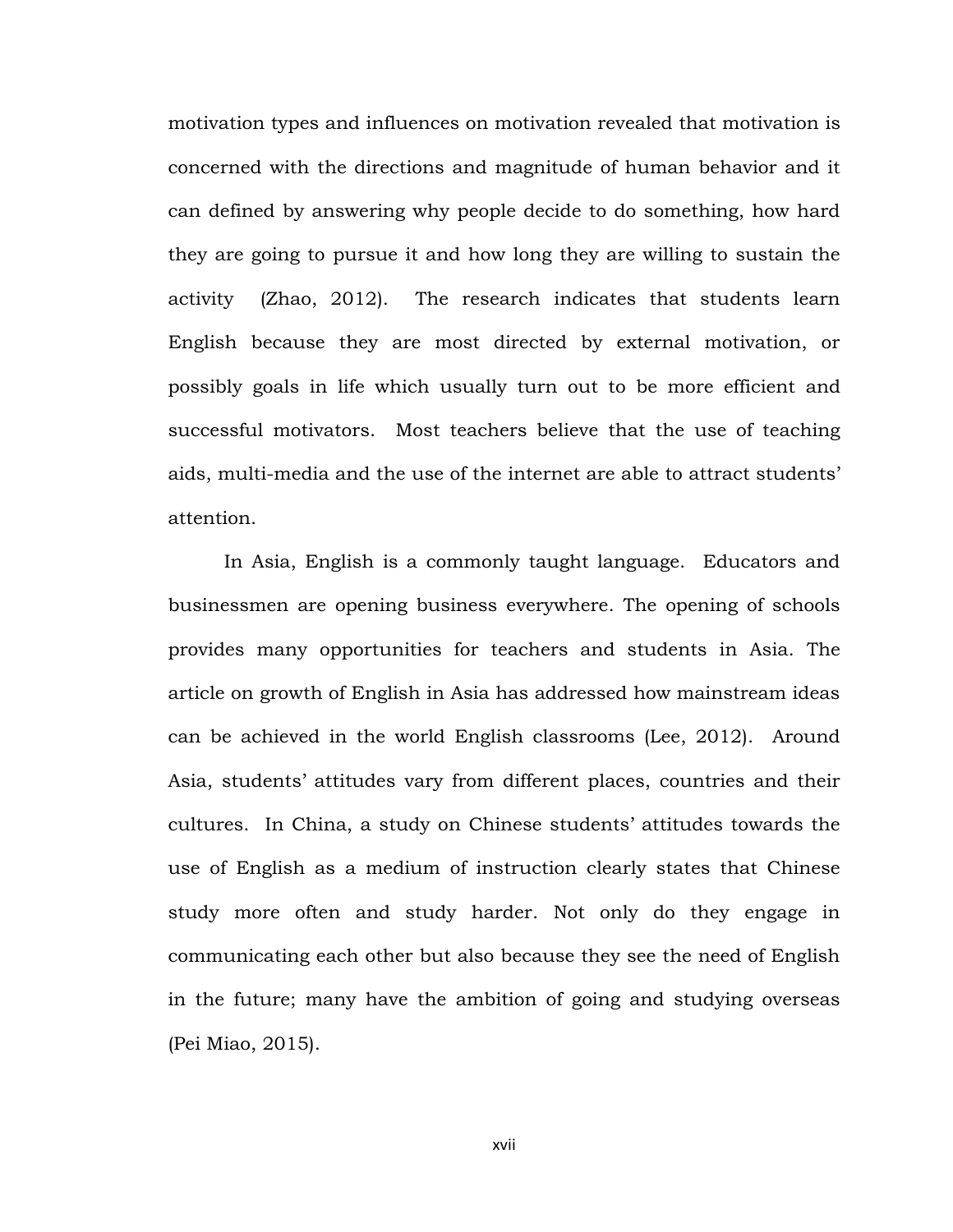motivation types and influences on motivation revealed that motivation is concerned with the directions and magnitude of human behavior and it can defined by answering why people decide to do something, how hard they are going to pursue it and how long they are willing to sustain the activity (Zhao, 2012). The research indicates that students learn English because they are most directed by external motivation, or possibly goals in life which usually turn out to be more efficient and successful motivators. Most teachers believe that the use of teaching aids, multi-media and the use of the internet are able to attract students' attention.

In Asia, English is a commonly taught language. Educators and businessmen are opening business everywhere. The opening of schools provides many opportunities for teachers and students in Asia. The article on growth of English in Asia has addressed how mainstream ideas can be achieved in the world English classrooms (Lee, 2012). Around Asia, students' attitudes vary from different places, countries and their cultures. In China, a study on Chinese students' attitudes towards the use of English as a medium of instruction clearly states that Chinese study more often and study harder. Not only do they engage in communicating each other but also because they see the need of English in the future; many have the ambition of going and studying overseas (Pei Miao, 2015).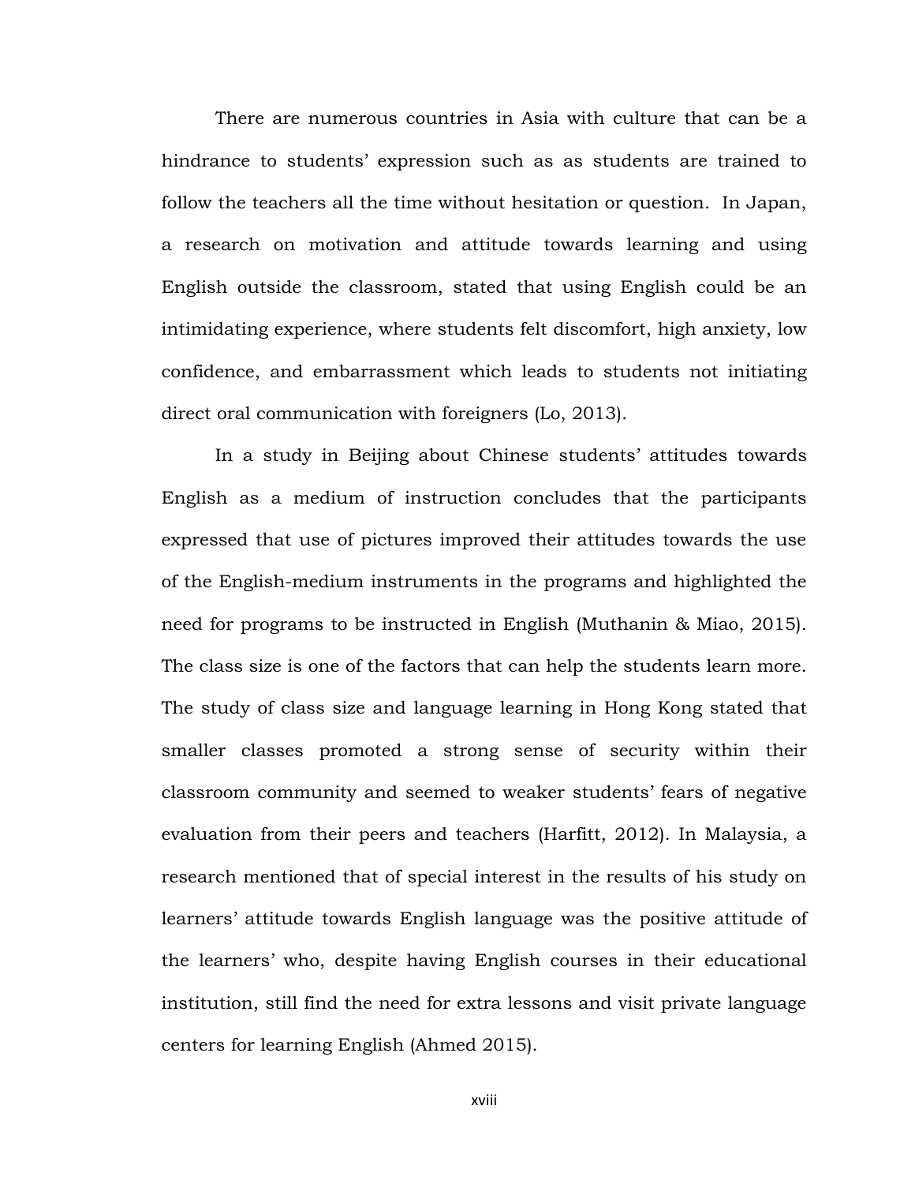There are numerous countries in Asia with culture that can be a hindrance to students' expression such as as students are trained to follow the teachers all the time without hesitation or question.  In Japan, a research on motivation and attitude towards learning and using English outside the classroom, stated that using English could be an intimidating experience, where students felt discomfort, high anxiety, low confidence, and embarrassment which leads to students not initiating direct oral communication with foreigners (Lo, 2013).

In a study in Beijing about Chinese students' attitudes towards English as a medium of instruction concludes that the participants expressed that use of pictures improved their attitudes towards the use of the English-medium instruments in the programs and highlighted the need for programs to be instructed in English (Muthanin & Miao, 2015). The class size is one of the factors that can help the students learn more. The study of class size and language learning in Hong Kong stated that smaller classes promoted a strong sense of security within their classroom community and seemed to weaker students' fears of negative evaluation from their peers and teachers (Harfitt, 2012). In Malaysia, a research mentioned that of special interest in the results of his study on learners' attitude towards English language was the positive attitude of the learners' who, despite having English courses in their educational institution, still find the need for extra lessons and visit private language centers for learning English (Ahmed 2015).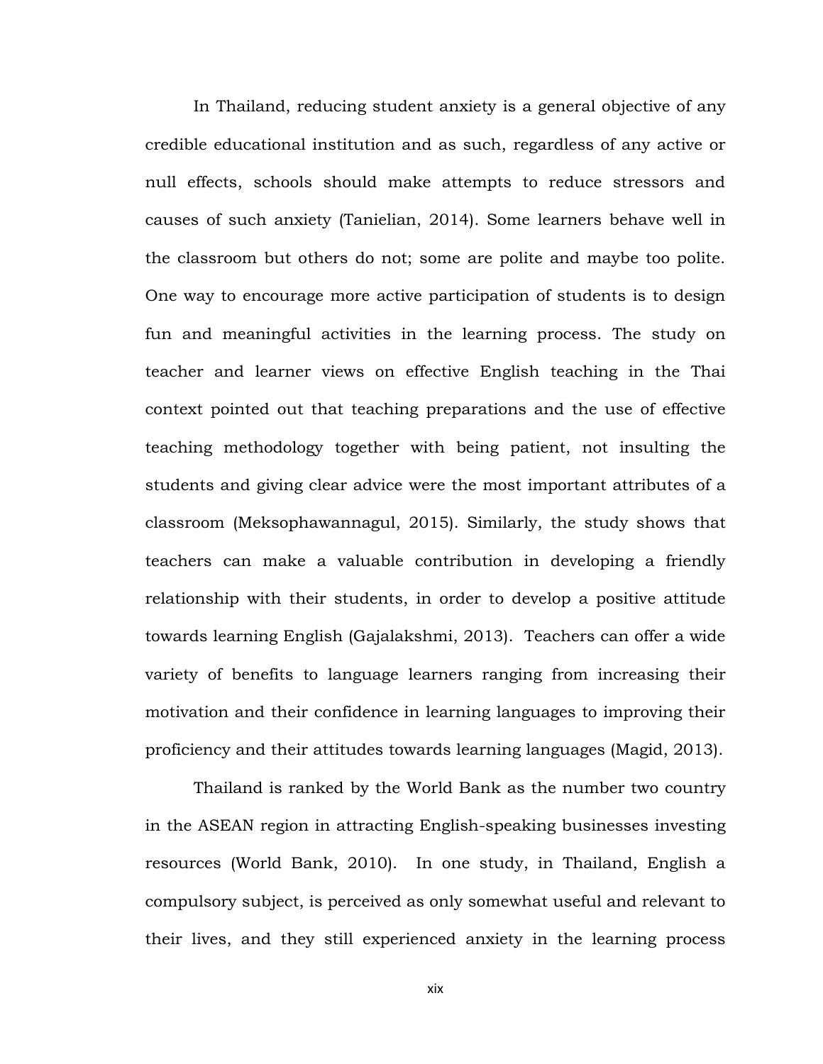In Thailand, reducing student anxiety is a general objective of any credible educational institution and as such, regardless of any active or null effects, schools should make attempts to reduce stressors and causes of such anxiety (Tanielian, 2014). Some learners behave well in the classroom but others do not; some are polite and maybe too polite. One way to encourage more active participation of students is to design fun and meaningful activities in the learning process. The study on teacher and learner views on effective English teaching in the Thai context pointed out that teaching preparations and the use of effective teaching methodology together with being patient, not insulting the students and giving clear advice were the most important attributes of a classroom (Meksophawannagul, 2015). Similarly, the study shows that teachers can make a valuable contribution in developing a friendly relationship with their students, in order to develop a positive attitude towards learning English (Gajalakshmi, 2013). Teachers can offer a wide variety of benefits to language learners ranging from increasing their motivation and their confidence in learning languages to improving their proficiency and their attitudes towards learning languages (Magid, 2013).

Thailand is ranked by the World Bank as the number two country in the ASEAN region in attracting English-speaking businesses investing resources (World Bank, 2010). In one study, in Thailand, English a compulsory subject, is perceived as only somewhat useful and relevant to their lives, and they still experienced anxiety in the learning process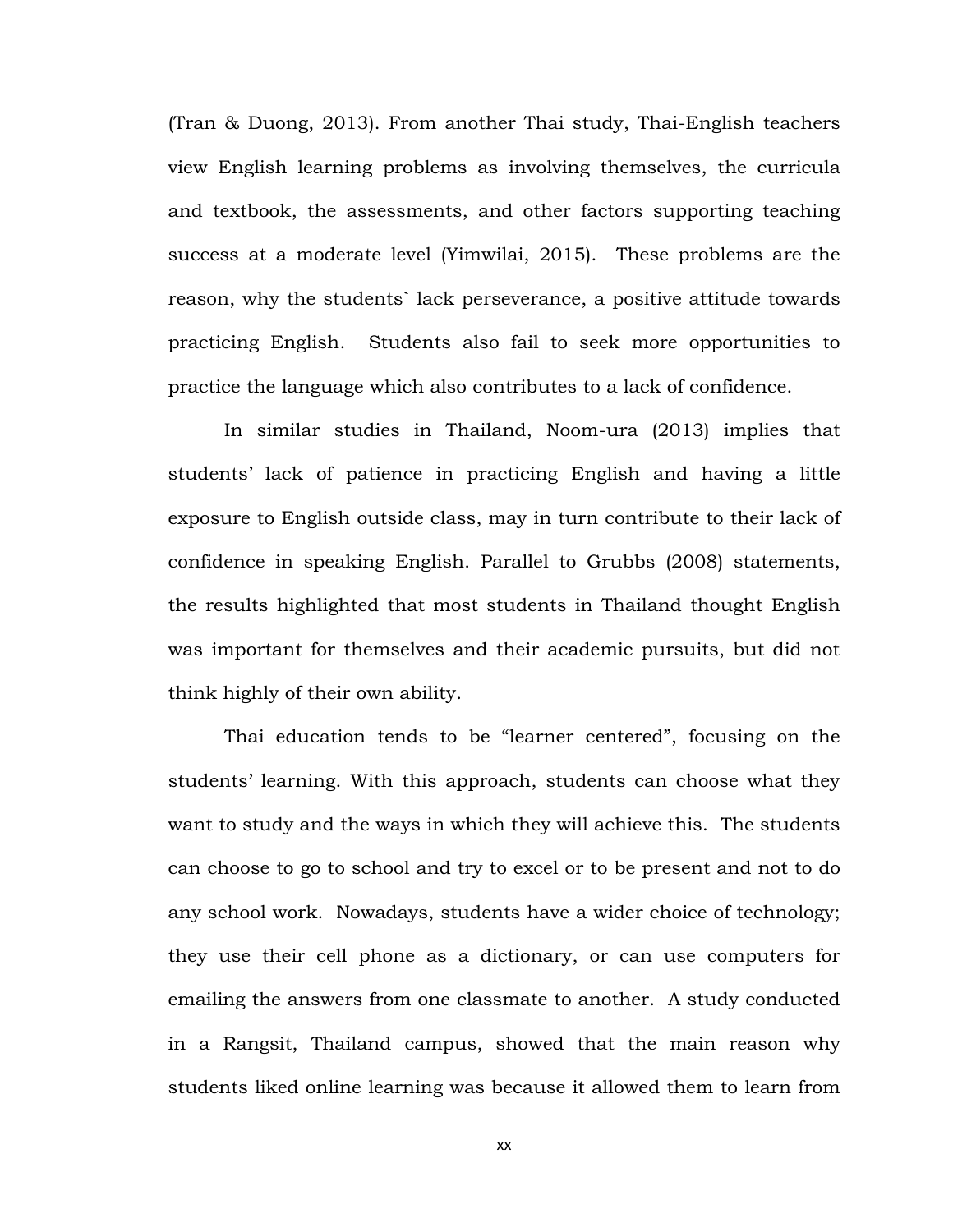(Tran & Duong, 2013). From another Thai study, Thai-English teachers view English learning problems as involving themselves, the curricula and textbook, the assessments, and other factors supporting teaching success at a moderate level (Yimwilai, 2015). These problems are the reason, why the students` lack perseverance, a positive attitude towards practicing English. Students also fail to seek more opportunities to practice the language which also contributes to a lack of confidence.

In similar studies in Thailand, Noom-ura (2013) implies that students' lack of patience in practicing English and having a little exposure to English outside class, may in turn contribute to their lack of confidence in speaking English. Parallel to Grubbs (2008) statements, the results highlighted that most students in Thailand thought English was important for themselves and their academic pursuits, but did not think highly of their own ability.

Thai education tends to be "learner centered", focusing on the students' learning. With this approach, students can choose what they want to study and the ways in which they will achieve this. The students can choose to go to school and try to excel or to be present and not to do any school work. Nowadays, students have a wider choice of technology; they use their cell phone as a dictionary, or can use computers for emailing the answers from one classmate to another. A study conducted in a Rangsit, Thailand campus, showed that the main reason why students liked online learning was because it allowed them to learn from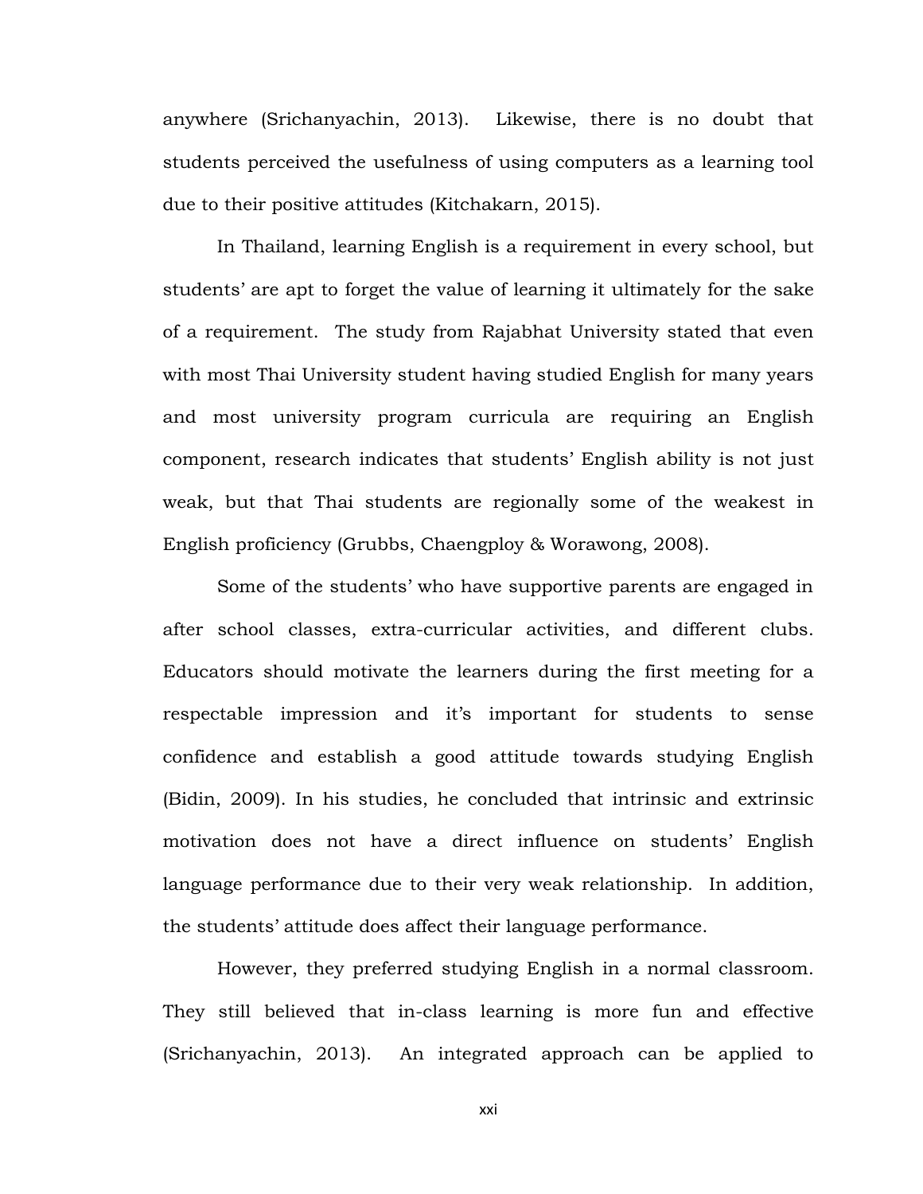anywhere (Srichanyachin, 2013). Likewise, there is no doubt that students perceived the usefulness of using computers as a learning tool due to their positive attitudes (Kitchakarn, 2015).

In Thailand, learning English is a requirement in every school, but students' are apt to forget the value of learning it ultimately for the sake of a requirement. The study from Rajabhat University stated that even with most Thai University student having studied English for many years and most university program curricula are requiring an English component, research indicates that students' English ability is not just weak, but that Thai students are regionally some of the weakest in English proficiency (Grubbs, Chaengploy & Worawong, 2008).

Some of the students' who have supportive parents are engaged in after school classes, extra-curricular activities, and different clubs. Educators should motivate the learners during the first meeting for a respectable impression and it's important for students to sense confidence and establish a good attitude towards studying English (Bidin, 2009). In his studies, he concluded that intrinsic and extrinsic motivation does not have a direct influence on students' English language performance due to their very weak relationship. In addition, the students' attitude does affect their language performance.

However, they preferred studying English in a normal classroom. They still believed that in-class learning is more fun and effective (Srichanyachin, 2013). An integrated approach can be applied to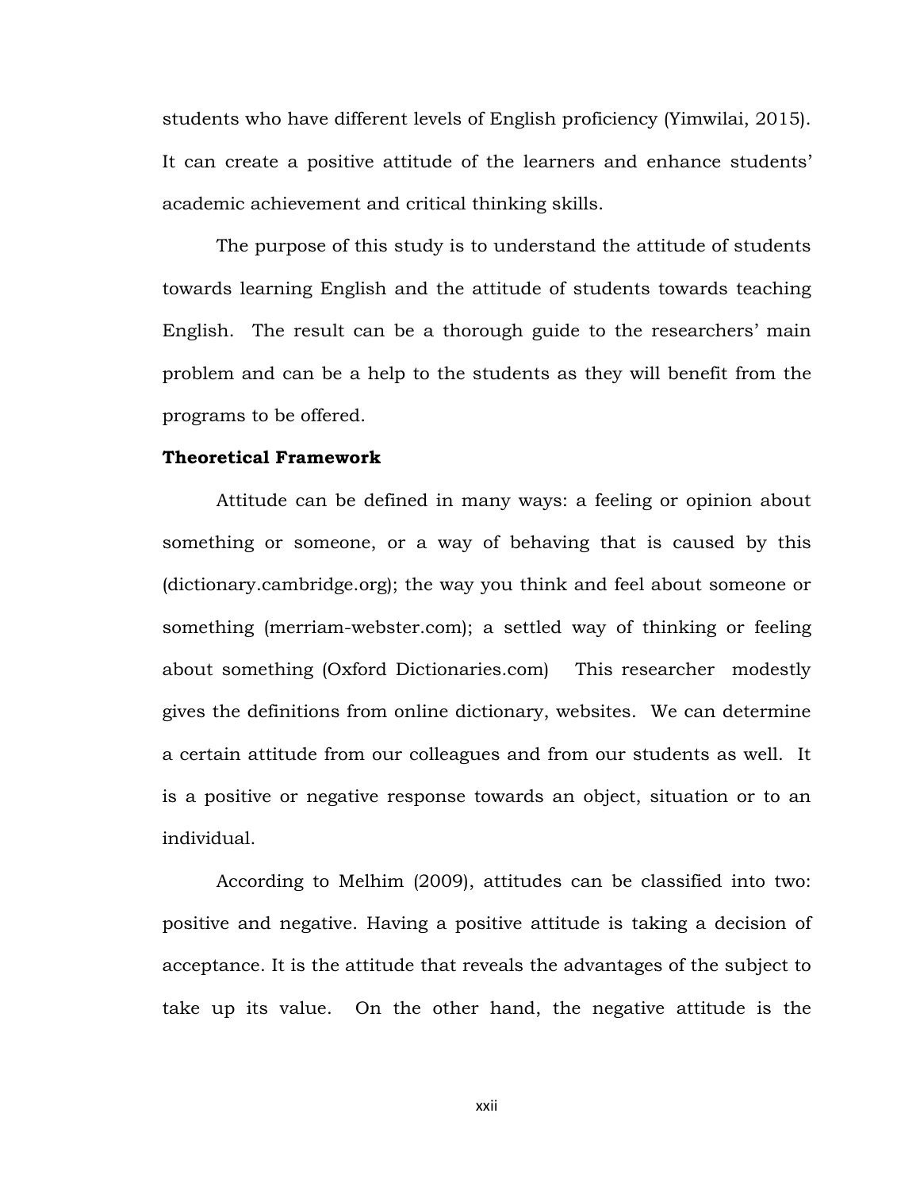students who have different levels of English proficiency (Yimwilai, 2015). It can create a positive attitude of the learners and enhance students' academic achievement and critical thinking skills.

The purpose of this study is to understand the attitude of students towards learning English and the attitude of students towards teaching English. The result can be a thorough guide to the researchers' main problem and can be a help to the students as they will benefit from the programs to be offered.

**Theoretical Framework**

Attitude can be defined in many ways: a feeling or opinion about something or someone, or a way of behaving that is caused by this (dictionary.cambridge.org); the way you think and feel about someone or something (merriam-webster.com); a settled way of thinking or feeling about something (Oxford Dictionaries.com) This researcher modestly gives the definitions from online dictionary, websites. We can determine a certain attitude from our colleagues and from our students as well. It is a positive or negative response towards an object, situation or to an individual.

According to Melhim (2009), attitudes can be classified into two: positive and negative. Having a positive attitude is taking a decision of acceptance. It is the attitude that reveals the advantages of the subject to take up its value. On the other hand, the negative attitude is the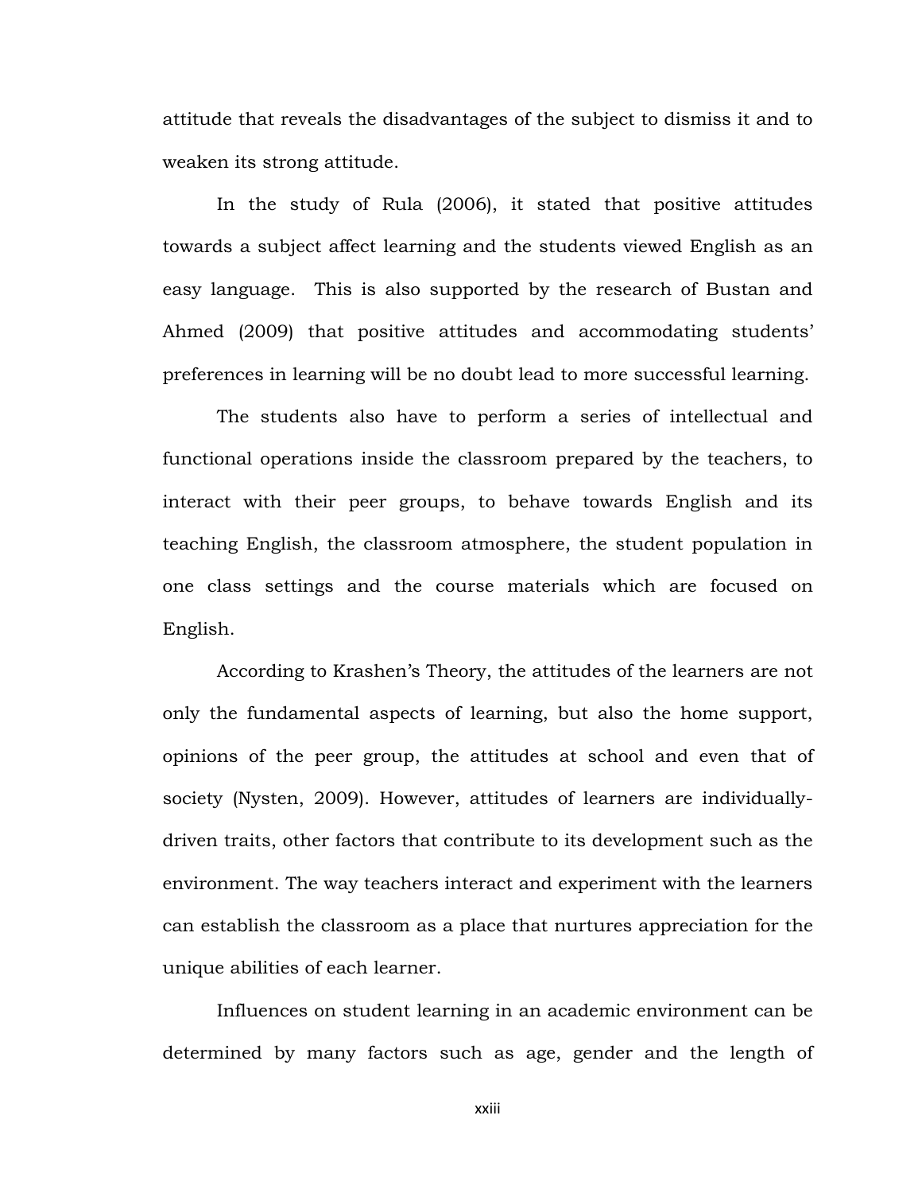attitude that reveals the disadvantages of the subject to dismiss it and to weaken its strong attitude.

In the study of Rula (2006), it stated that positive attitudes towards a subject affect learning and the students viewed English as an easy language. This is also supported by the research of Bustan and Ahmed (2009) that positive attitudes and accommodating students' preferences in learning will be no doubt lead to more successful learning.

The students also have to perform a series of intellectual and functional operations inside the classroom prepared by the teachers, to interact with their peer groups, to behave towards English and its teaching English, the classroom atmosphere, the student population in one class settings and the course materials which are focused on English.

According to Krashen's Theory, the attitudes of the learners are not only the fundamental aspects of learning, but also the home support, opinions of the peer group, the attitudes at school and even that of society (Nysten, 2009). However, attitudes of learners are individually-driven traits, other factors that contribute to its development such as the environment. The way teachers interact and experiment with the learners can establish the classroom as a place that nurtures appreciation for the unique abilities of each learner.

Influences on student learning in an academic environment can be determined by many factors such as age, gender and the length of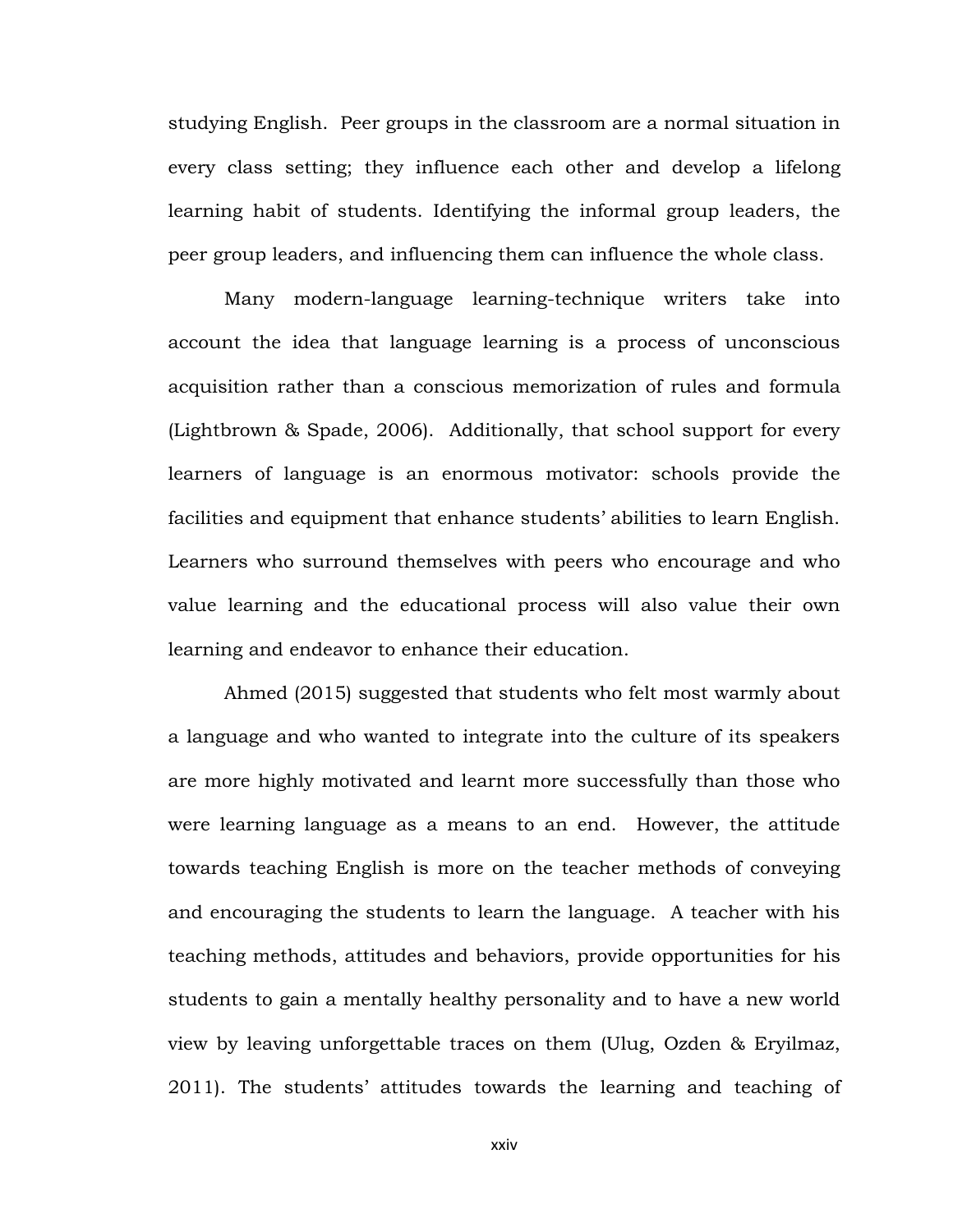studying English. Peer groups in the classroom are a normal situation in every class setting; they influence each other and develop a lifelong learning habit of students. Identifying the informal group leaders, the peer group leaders, and influencing them can influence the whole class.

Many modern-language learning-technique writers take into account the idea that language learning is a process of unconscious acquisition rather than a conscious memorization of rules and formula (Lightbrown & Spade, 2006). Additionally, that school support for every learners of language is an enormous motivator: schools provide the facilities and equipment that enhance students' abilities to learn English. Learners who surround themselves with peers who encourage and who value learning and the educational process will also value their own learning and endeavor to enhance their education.

Ahmed (2015) suggested that students who felt most warmly about a language and who wanted to integrate into the culture of its speakers are more highly motivated and learnt more successfully than those who were learning language as a means to an end. However, the attitude towards teaching English is more on the teacher methods of conveying and encouraging the students to learn the language. A teacher with his teaching methods, attitudes and behaviors, provide opportunities for his students to gain a mentally healthy personality and to have a new world view by leaving unforgettable traces on them (Ulug, Ozden & Eryilmaz, 2011). The students' attitudes towards the learning and teaching of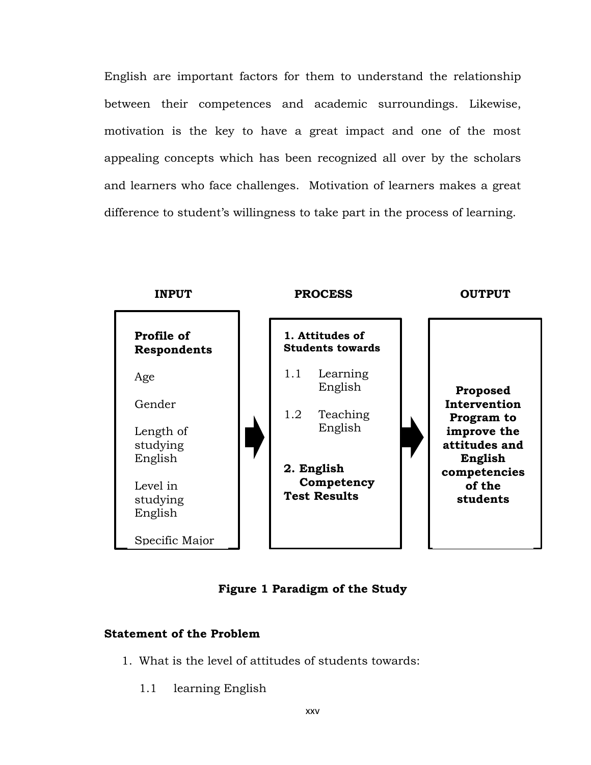English are important factors for them to understand the relationship between their competences and academic surroundings. Likewise, motivation is the key to have a great impact and one of the most appealing concepts which has been recognized all over by the scholars and learners who face challenges. Motivation of learners makes a great difference to student's willingness to take part in the process of learning.

| INPUT | PROCESS | OUTPUT |
| --- | --- | --- |
| **Profile of Respondents**<br><br>Age<br><br>Gender<br><br>Length of studying English<br><br>Level in studying English<br><br>Specific Major | **1. Attitudes of Students towards**<br><br>1.1 Learning English<br><br>1.2 Teaching English<br><br>**2. English Competency Test Results** | **Proposed Intervention Program to improve the attitudes and English competencies of the students** |

**Figure 1 Paradigm of the Study**

## Statement of the Problem

1. What is the level of attitudes of students towards:

   1.1 learning English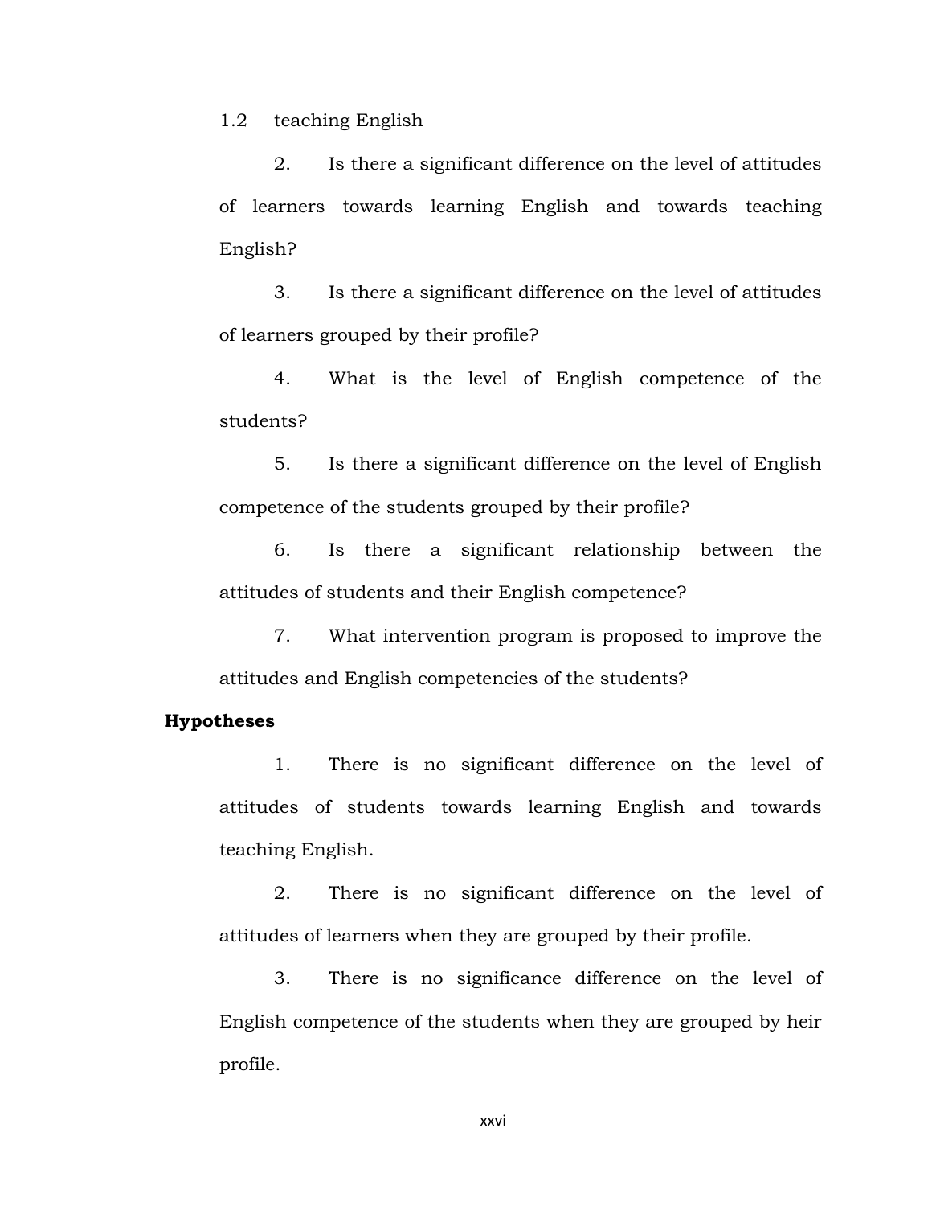1.2 teaching English

2. Is there a significant difference on the level of attitudes of learners towards learning English and towards teaching English?

3. Is there a significant difference on the level of attitudes of learners grouped by their profile?

4. What is the level of English competence of the students?

5. Is there a significant difference on the level of English competence of the students grouped by their profile?

6. Is there a significant relationship between the attitudes of students and their English competence?

7. What intervention program is proposed to improve the attitudes and English competencies of the students?

**Hypotheses**

1. There is no significant difference on the level of attitudes of students towards learning English and towards teaching English.

2. There is no significant difference on the level of attitudes of learners when they are grouped by their profile.

3. There is no significance difference on the level of English competence of the students when they are grouped by heir profile.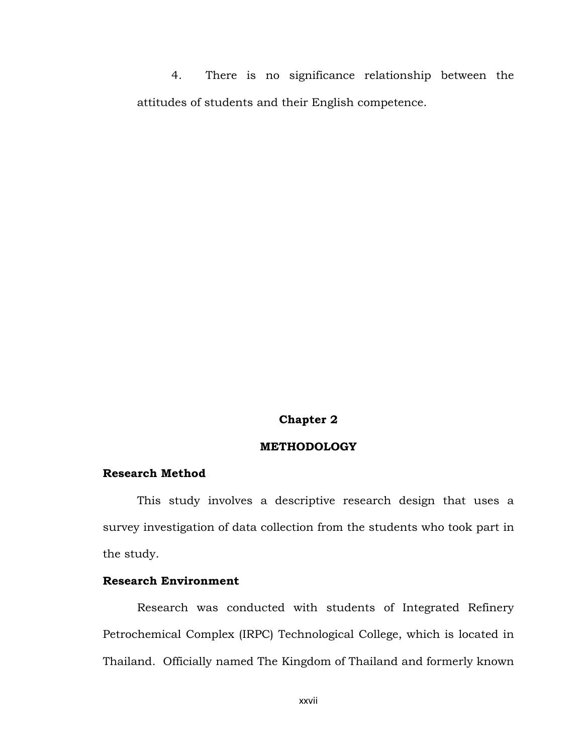4. There is no significance relationship between the attitudes of students and their English competence.

## Chapter 2

## METHODOLOGY

### Research Method

This study involves a descriptive research design that uses a survey investigation of data collection from the students who took part in the study.

### Research Environment

Research was conducted with students of Integrated Refinery Petrochemical Complex (IRPC) Technological College, which is located in Thailand. Officially named The Kingdom of Thailand and formerly known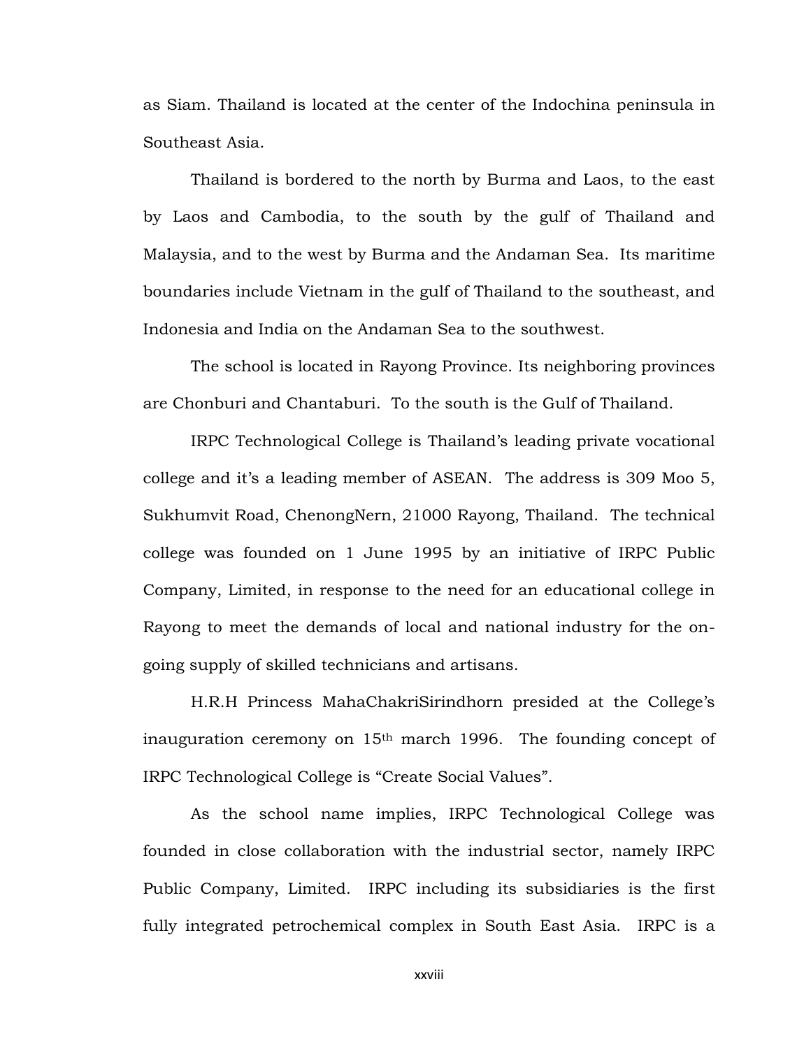as Siam. Thailand is located at the center of the Indochina peninsula in Southeast Asia.

Thailand is bordered to the north by Burma and Laos, to the east by Laos and Cambodia, to the south by the gulf of Thailand and Malaysia, and to the west by Burma and the Andaman Sea. Its maritime boundaries include Vietnam in the gulf of Thailand to the southeast, and Indonesia and India on the Andaman Sea to the southwest.

The school is located in Rayong Province. Its neighboring provinces are Chonburi and Chantaburi. To the south is the Gulf of Thailand.

IRPC Technological College is Thailand's leading private vocational college and it's a leading member of ASEAN. The address is 309 Moo 5, Sukhumvit Road, ChenongNern, 21000 Rayong, Thailand. The technical college was founded on 1 June 1995 by an initiative of IRPC Public Company, Limited, in response to the need for an educational college in Rayong to meet the demands of local and national industry for the on-going supply of skilled technicians and artisans.

H.R.H Princess MahaChakriSirindhorn presided at the College's inauguration ceremony on 15th march 1996. The founding concept of IRPC Technological College is "Create Social Values".

As the school name implies, IRPC Technological College was founded in close collaboration with the industrial sector, namely IRPC Public Company, Limited. IRPC including its subsidiaries is the first fully integrated petrochemical complex in South East Asia. IRPC is a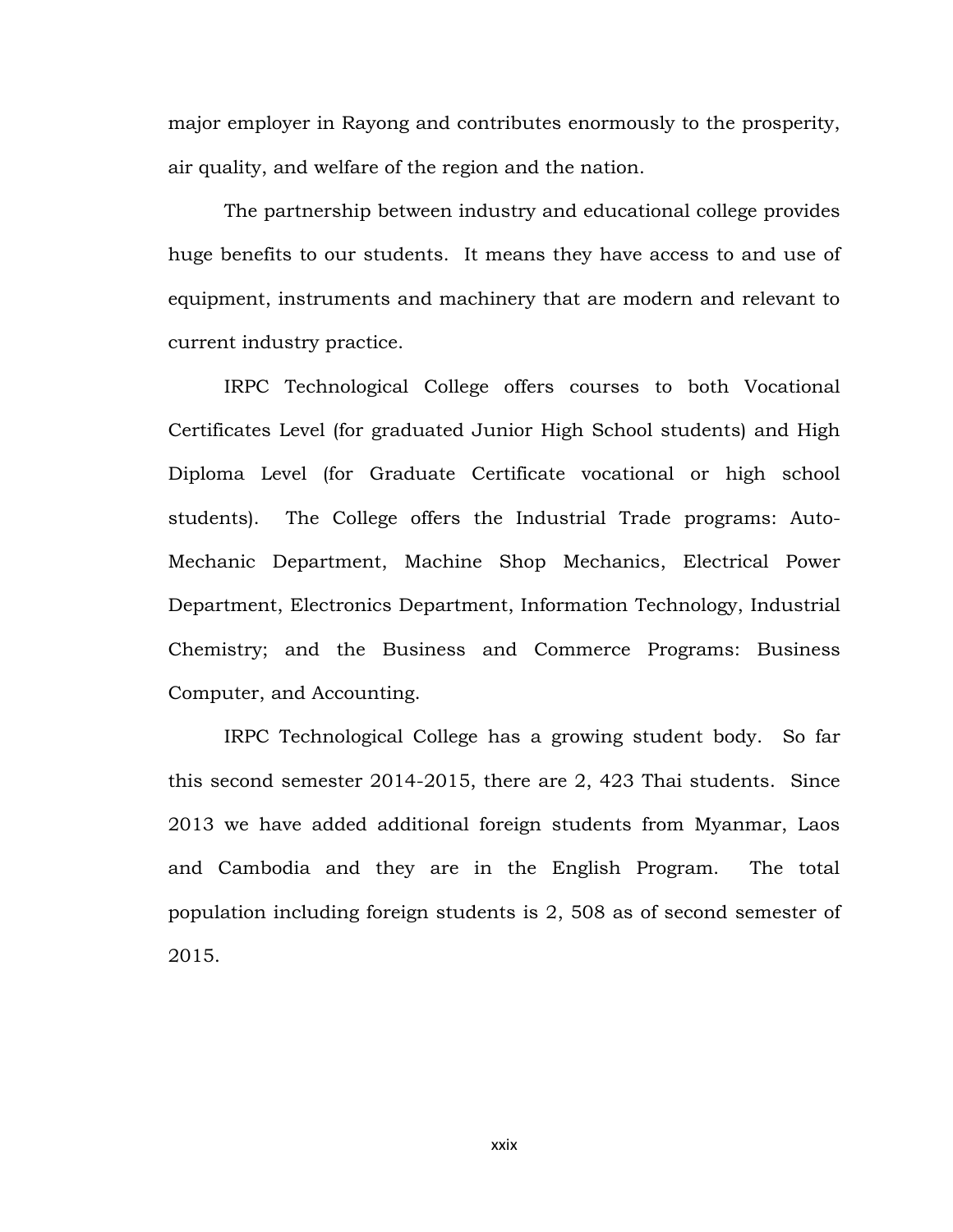major employer in Rayong and contributes enormously to the prosperity, air quality, and welfare of the region and the nation.

The partnership between industry and educational college provides huge benefits to our students. It means they have access to and use of equipment, instruments and machinery that are modern and relevant to current industry practice.

IRPC Technological College offers courses to both Vocational Certificates Level (for graduated Junior High School students) and High Diploma Level (for Graduate Certificate vocational or high school students). The College offers the Industrial Trade programs: Auto-Mechanic Department, Machine Shop Mechanics, Electrical Power Department, Electronics Department, Information Technology, Industrial Chemistry; and the Business and Commerce Programs: Business Computer, and Accounting.

IRPC Technological College has a growing student body. So far this second semester 2014-2015, there are 2, 423 Thai students. Since 2013 we have added additional foreign students from Myanmar, Laos and Cambodia and they are in the English Program. The total population including foreign students is 2, 508 as of second semester of 2015.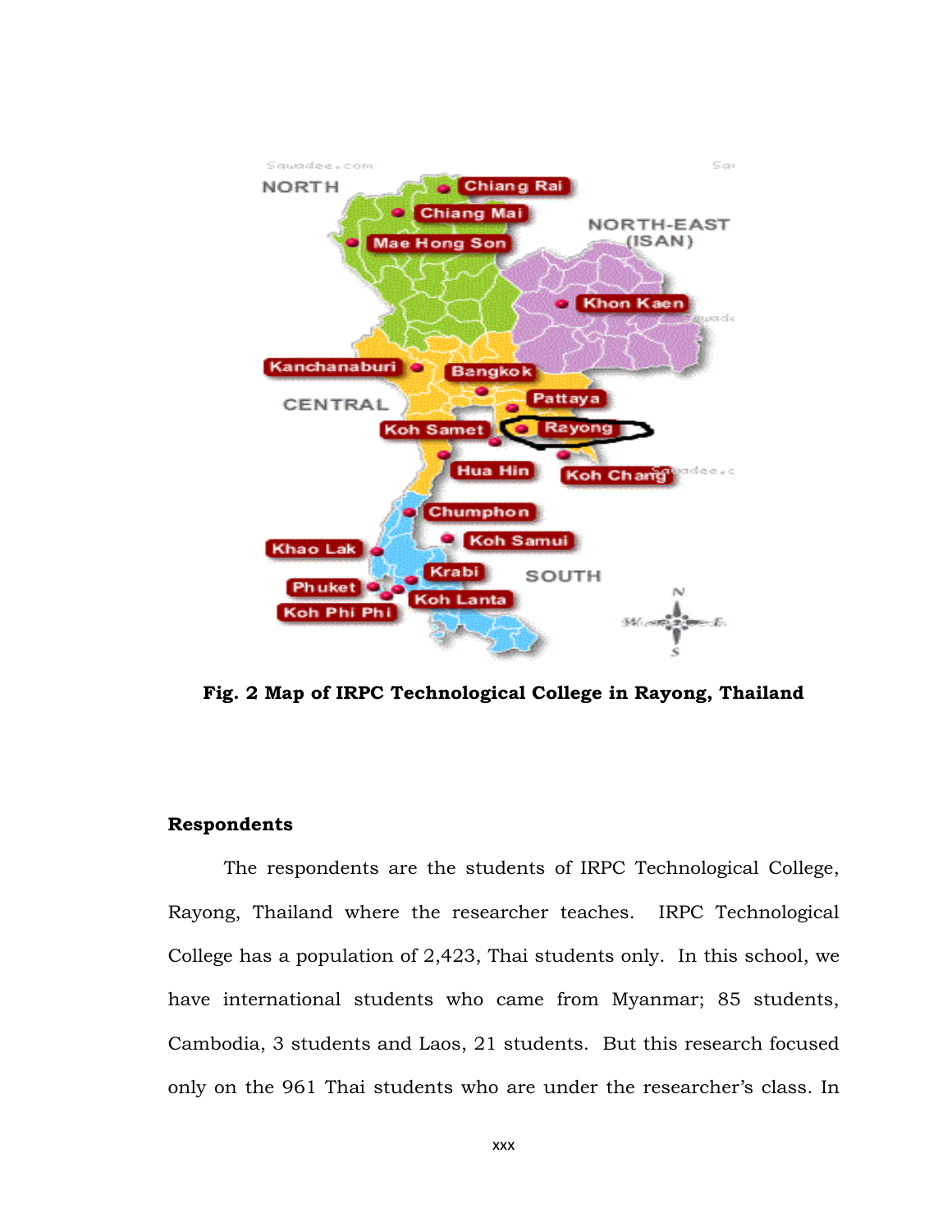**Fig. 2 Map of IRPC Technological College in Rayong, Thailand**

**Respondents**

The respondents are the students of IRPC Technological College, Rayong, Thailand where the researcher teaches. IRPC Technological College has a population of 2,423, Thai students only. In this school, we have international students who came from Myanmar; 85 students, Cambodia, 3 students and Laos, 21 students. But this research focused only on the 961 Thai students who are under the researcher's class. In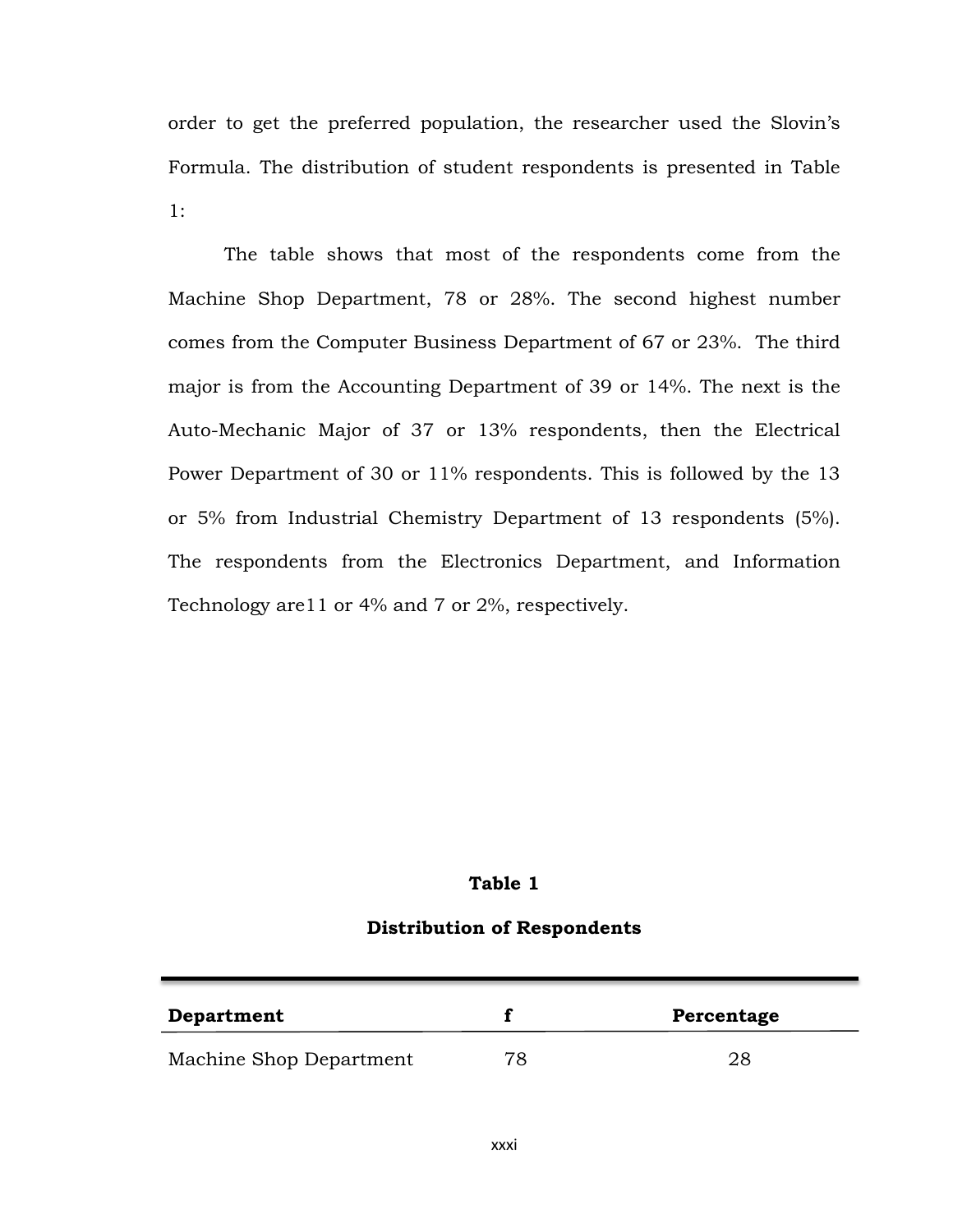order to get the preferred population, the researcher used the Slovin's Formula. The distribution of student respondents is presented in Table 1:

The table shows that most of the respondents come from the Machine Shop Department, 78 or 28%. The second highest number comes from the Computer Business Department of 67 or 23%. The third major is from the Accounting Department of 39 or 14%. The next is the Auto-Mechanic Major of 37 or 13% respondents, then the Electrical Power Department of 30 or 11% respondents. This is followed by the 13 or 5% from Industrial Chemistry Department of 13 respondents (5%). The respondents from the Electronics Department, and Information Technology are11 or 4% and 7 or 2%, respectively.

**Table 1**

**Distribution of Respondents**

| **Department** | **f** | **Percentage** |
|---|---|---|
| Machine Shop Department | 78 | 28 |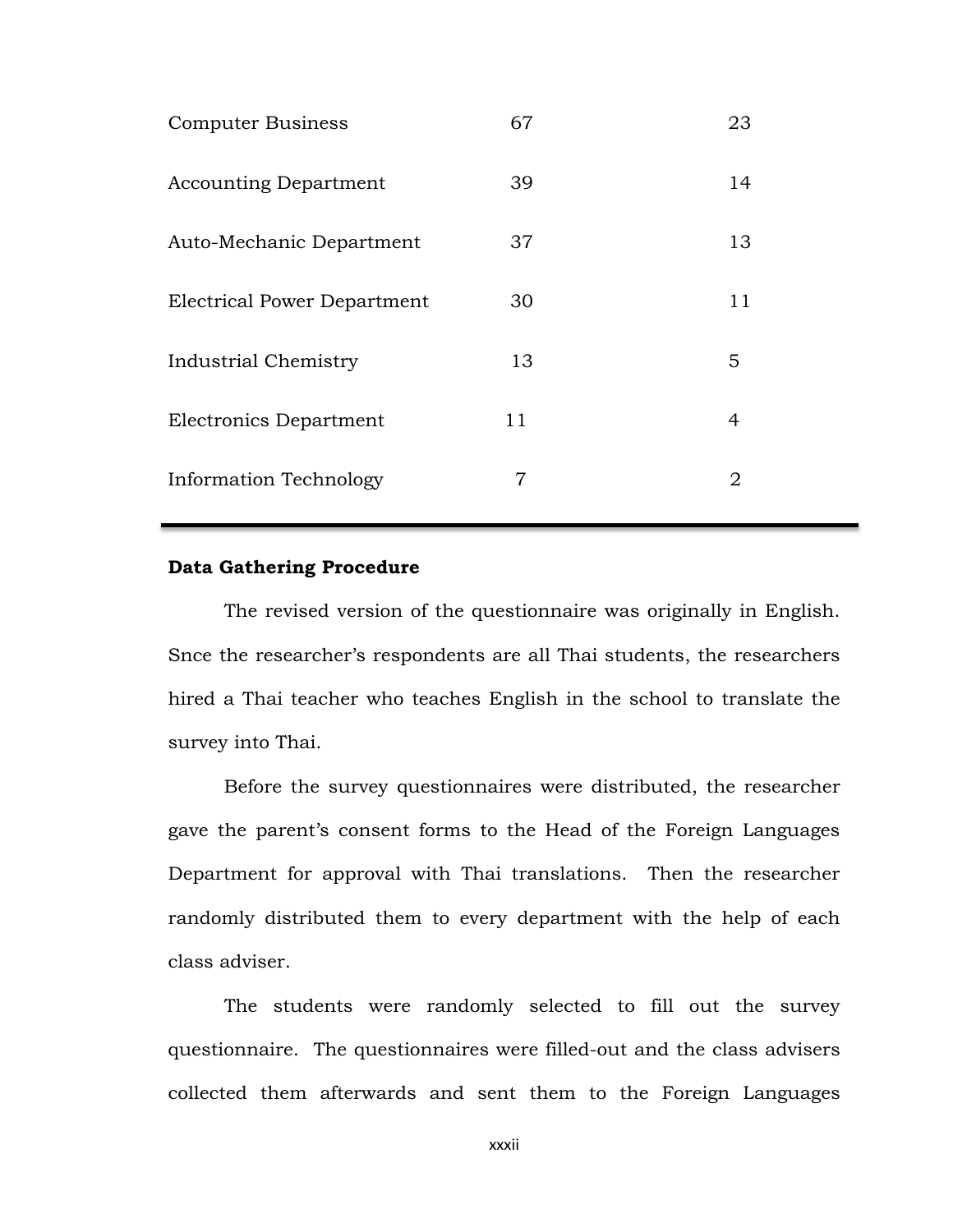| | | |
|---|---|---|
| Computer Business | 67 | 23 |
| Accounting Department | 39 | 14 |
| Auto-Mechanic Department | 37 | 13 |
| Electrical Power Department | 30 | 11 |
| Industrial Chemistry | 13 | 5 |
| Electronics Department | 11 | 4 |
| Information Technology | 7 | 2 |

**Data Gathering Procedure**

The revised version of the questionnaire was originally in English. Snce the researcher's respondents are all Thai students, the researchers hired a Thai teacher who teaches English in the school to translate the survey into Thai.

Before the survey questionnaires were distributed, the researcher gave the parent's consent forms to the Head of the Foreign Languages Department for approval with Thai translations. Then the researcher randomly distributed them to every department with the help of each class adviser.

The students were randomly selected to fill out the survey questionnaire. The questionnaires were filled-out and the class advisers collected them afterwards and sent them to the Foreign Languages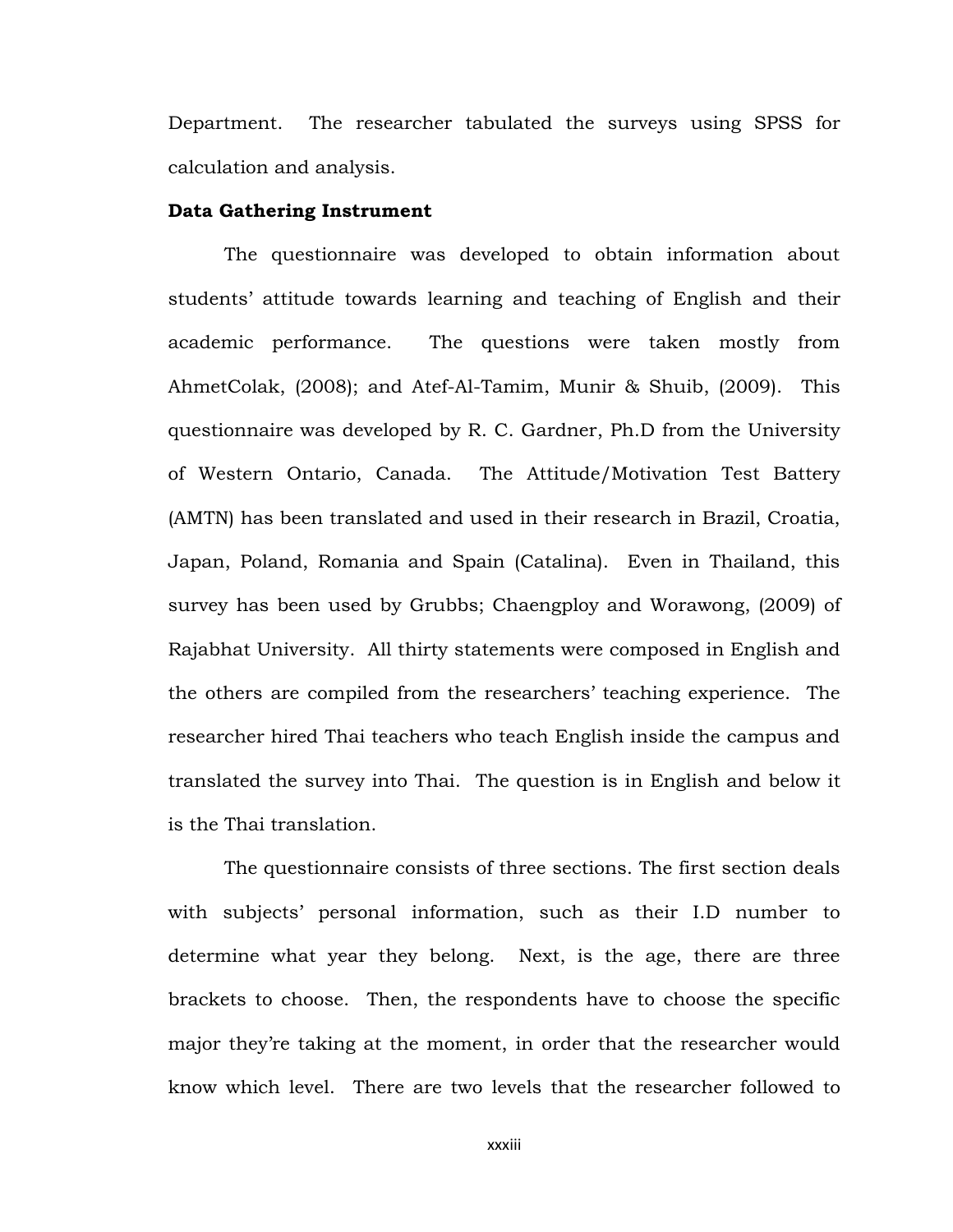Department. The researcher tabulated the surveys using SPSS for calculation and analysis.

**Data Gathering Instrument**

The questionnaire was developed to obtain information about students' attitude towards learning and teaching of English and their academic performance. The questions were taken mostly from AhmetColak, (2008); and Atef-Al-Tamim, Munir & Shuib, (2009). This questionnaire was developed by R. C. Gardner, Ph.D from the University of Western Ontario, Canada. The Attitude/Motivation Test Battery (AMTN) has been translated and used in their research in Brazil, Croatia, Japan, Poland, Romania and Spain (Catalina). Even in Thailand, this survey has been used by Grubbs; Chaengploy and Worawong, (2009) of Rajabhat University. All thirty statements were composed in English and the others are compiled from the researchers' teaching experience. The researcher hired Thai teachers who teach English inside the campus and translated the survey into Thai. The question is in English and below it is the Thai translation.

The questionnaire consists of three sections. The first section deals with subjects' personal information, such as their I.D number to determine what year they belong. Next, is the age, there are three brackets to choose. Then, the respondents have to choose the specific major they're taking at the moment, in order that the researcher would know which level. There are two levels that the researcher followed to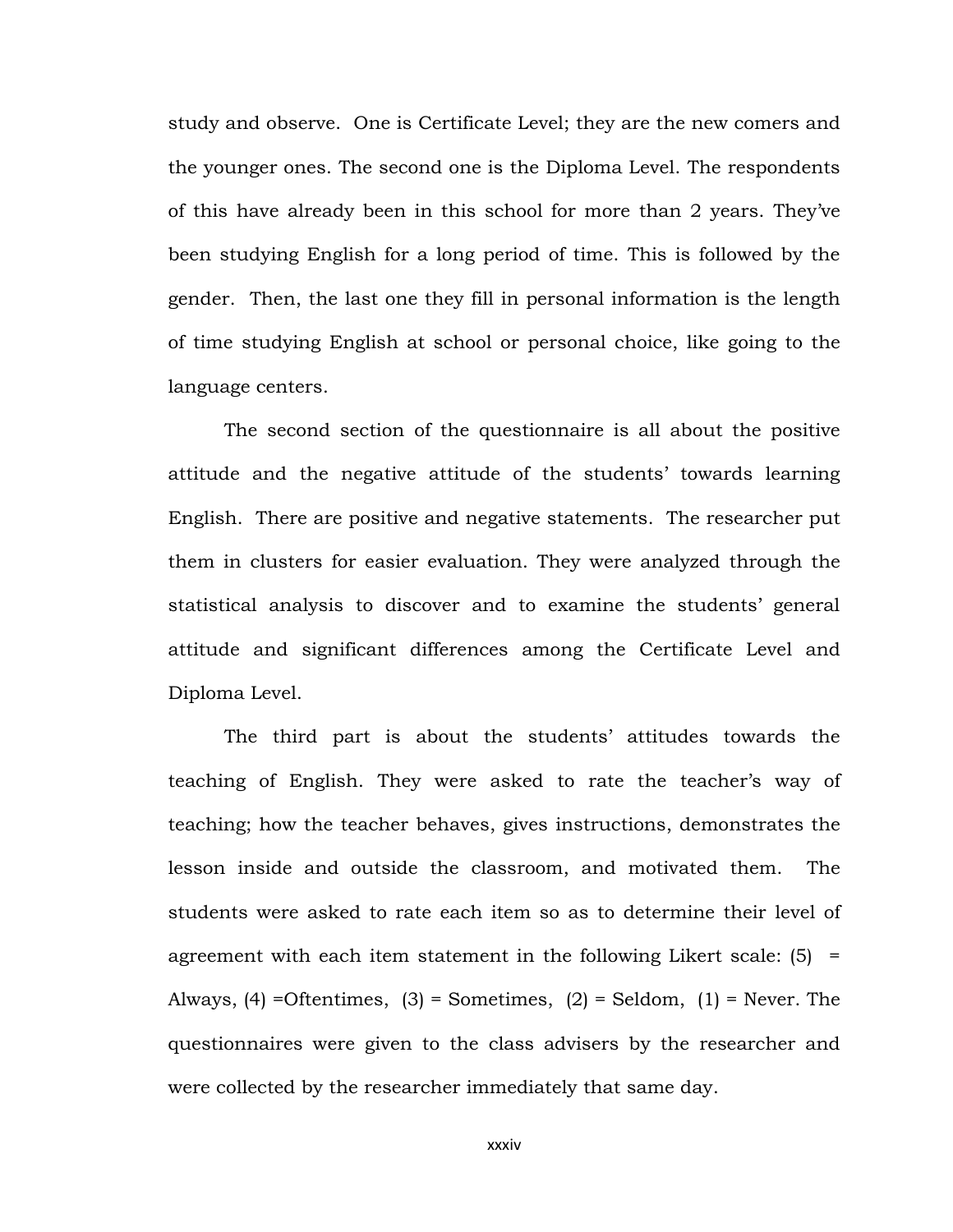study and observe. One is Certificate Level; they are the new comers and the younger ones. The second one is the Diploma Level. The respondents of this have already been in this school for more than 2 years. They've been studying English for a long period of time. This is followed by the gender. Then, the last one they fill in personal information is the length of time studying English at school or personal choice, like going to the language centers.

The second section of the questionnaire is all about the positive attitude and the negative attitude of the students' towards learning English. There are positive and negative statements. The researcher put them in clusters for easier evaluation. They were analyzed through the statistical analysis to discover and to examine the students' general attitude and significant differences among the Certificate Level and Diploma Level.

The third part is about the students' attitudes towards the teaching of English. They were asked to rate the teacher's way of teaching; how the teacher behaves, gives instructions, demonstrates the lesson inside and outside the classroom, and motivated them. The students were asked to rate each item so as to determine their level of agreement with each item statement in the following Likert scale: (5) = Always, (4) =Oftentimes, (3) = Sometimes, (2) = Seldom, (1) = Never. The questionnaires were given to the class advisers by the researcher and were collected by the researcher immediately that same day.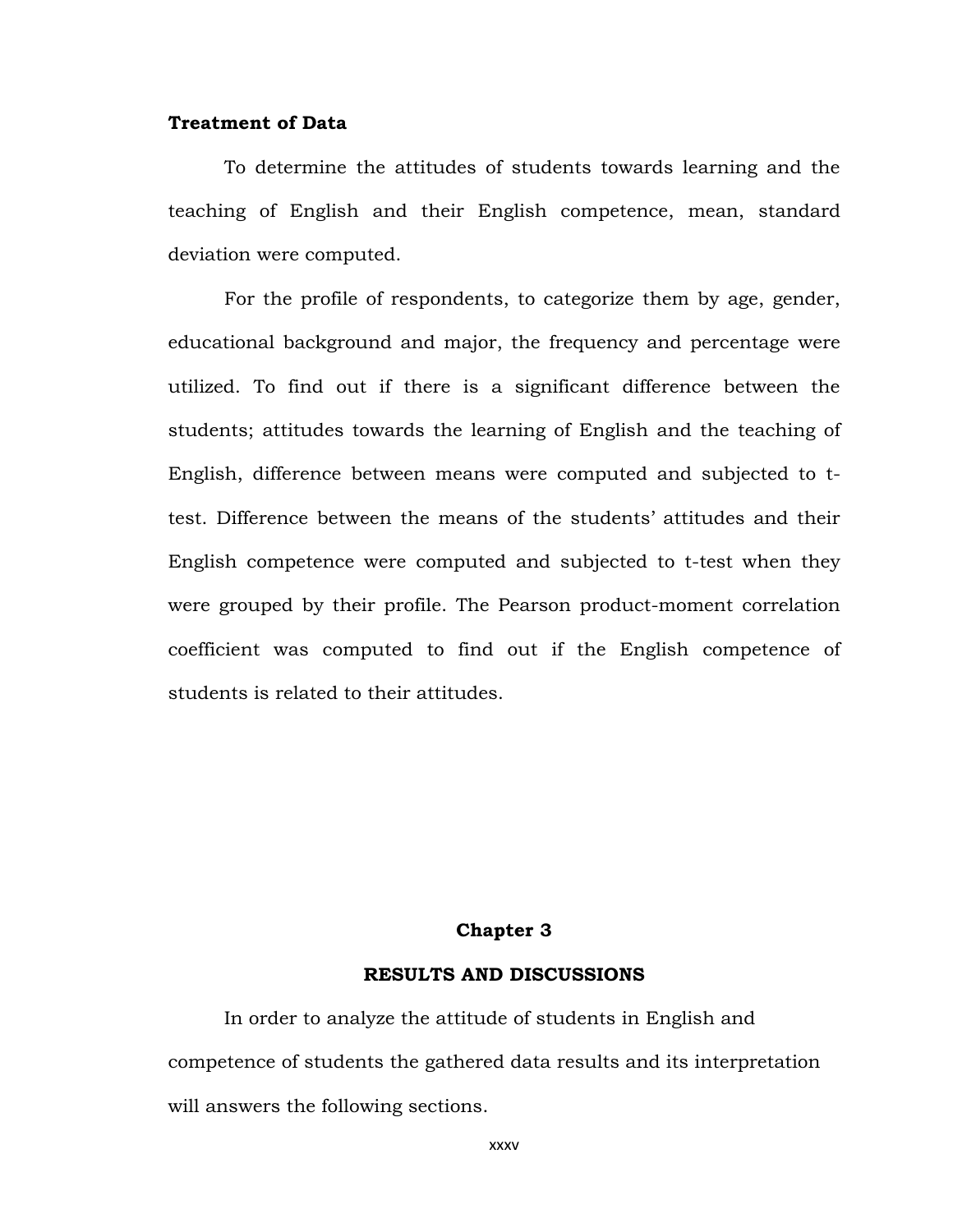**Treatment of Data**

To determine the attitudes of students towards learning and the teaching of English and their English competence, mean, standard deviation were computed.

For the profile of respondents, to categorize them by age, gender, educational background and major, the frequency and percentage were utilized. To find out if there is a significant difference between the students; attitudes towards the learning of English and the teaching of English, difference between means were computed and subjected to t-test. Difference between the means of the students' attitudes and their English competence were computed and subjected to t-test when they were grouped by their profile. The Pearson product-moment correlation coefficient was computed to find out if the English competence of students is related to their attitudes.

# Chapter 3

## RESULTS AND DISCUSSIONS

In order to analyze the attitude of students in English and competence of students the gathered data results and its interpretation will answers the following sections.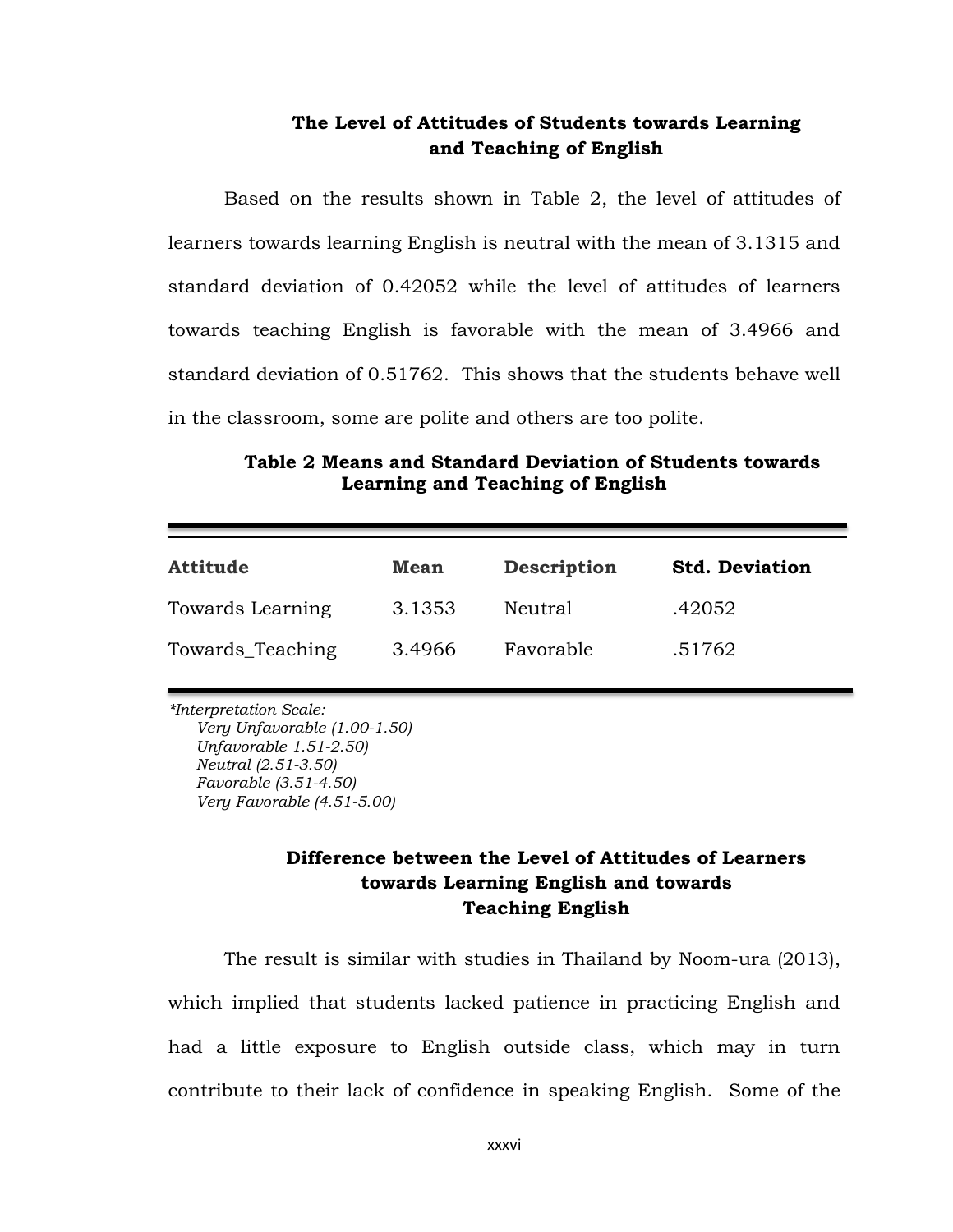### The Level of Attitudes of Students towards Learning and Teaching of English

Based on the results shown in Table 2, the level of attitudes of learners towards learning English is neutral with the mean of 3.1315 and standard deviation of 0.42052 while the level of attitudes of learners towards teaching English is favorable with the mean of 3.4966 and standard deviation of 0.51762. This shows that the students behave well in the classroom, some are polite and others are too polite.

**Table 2 Means and Standard Deviation of Students towards Learning and Teaching of English**

| Attitude | Mean | Description | Std. Deviation |
|---|---|---|---|
| Towards Learning | 3.1353 | Neutral | .42052 |
| Towards_Teaching | 3.4966 | Favorable | .51762 |

*\*Interpretation Scale:*
*Very Unfavorable (1.00-1.50)*
*Unfavorable 1.51-2.50)*
*Neutral (2.51-3.50)*
*Favorable (3.51-4.50)*
*Very Favorable (4.51-5.00)*

### Difference between the Level of Attitudes of Learners towards Learning English and towards Teaching English

The result is similar with studies in Thailand by Noom-ura (2013), which implied that students lacked patience in practicing English and had a little exposure to English outside class, which may in turn contribute to their lack of confidence in speaking English. Some of the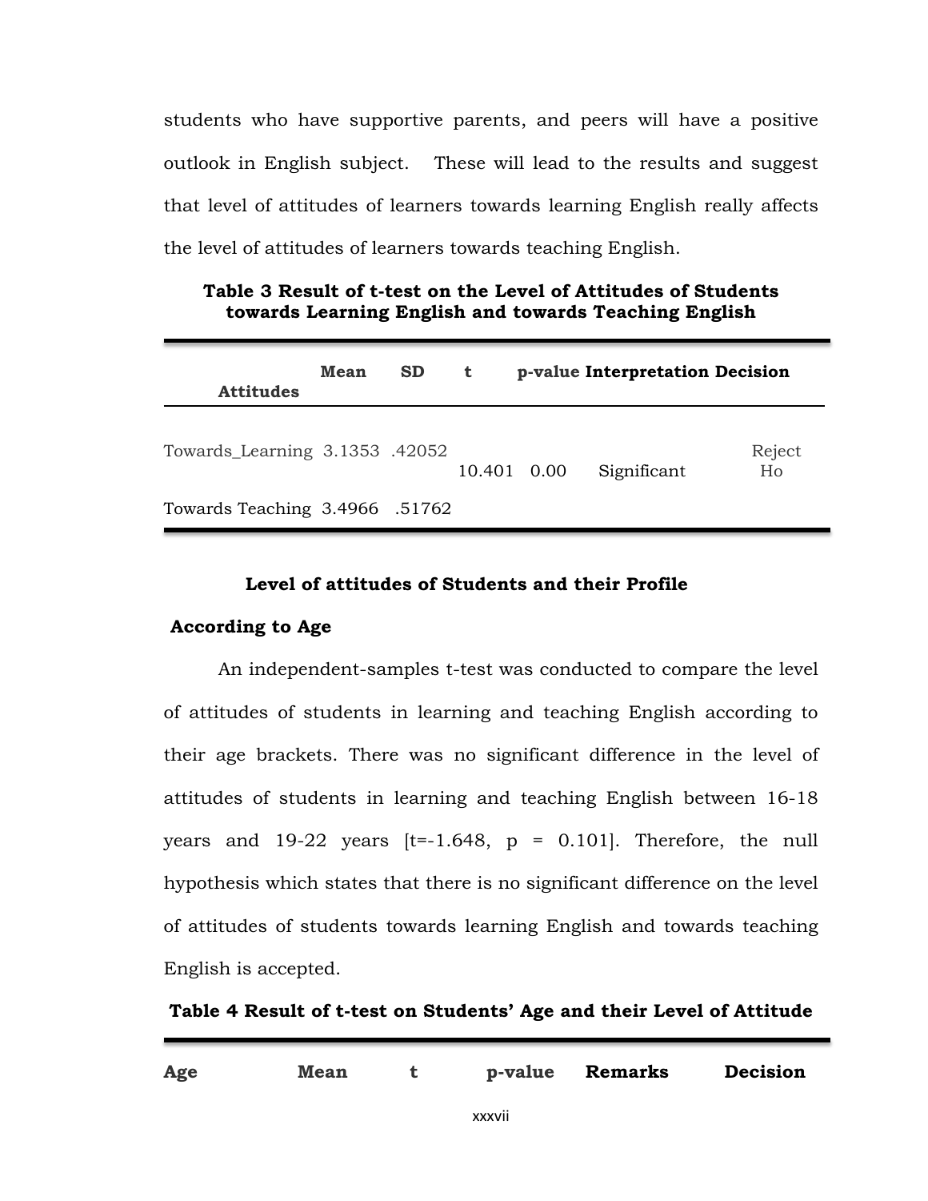students who have supportive parents, and peers will have a positive outlook in English subject. These will lead to the results and suggest that level of attitudes of learners towards learning English really affects the level of attitudes of learners towards teaching English.

**Table 3 Result of t-test on the Level of Attitudes of Students towards Learning English and towards Teaching English**

| Attitudes | Mean | SD | t | p-value | Interpretation | Decision |
|---|---|---|---|---|---|---|
| Towards_Learning | 3.1353 | .42052 | 10.401 | 0.00 | Significant | Reject Ho |
| Towards Teaching | 3.4966 | .51762 | | | | |

**Level of attitudes of Students and their Profile**

**According to Age**

An independent-samples t-test was conducted to compare the level of attitudes of students in learning and teaching English according to their age brackets. There was no significant difference in the level of attitudes of students in learning and teaching English between 16-18 years and 19-22 years [t=-1.648, p = 0.101]. Therefore, the null hypothesis which states that there is no significant difference on the level of attitudes of students towards learning English and towards teaching English is accepted.

**Table 4 Result of t-test on Students' Age and their Level of Attitude**

| Age | Mean | t | p-value | Remarks | Decision |
|---|---|---|---|---|---|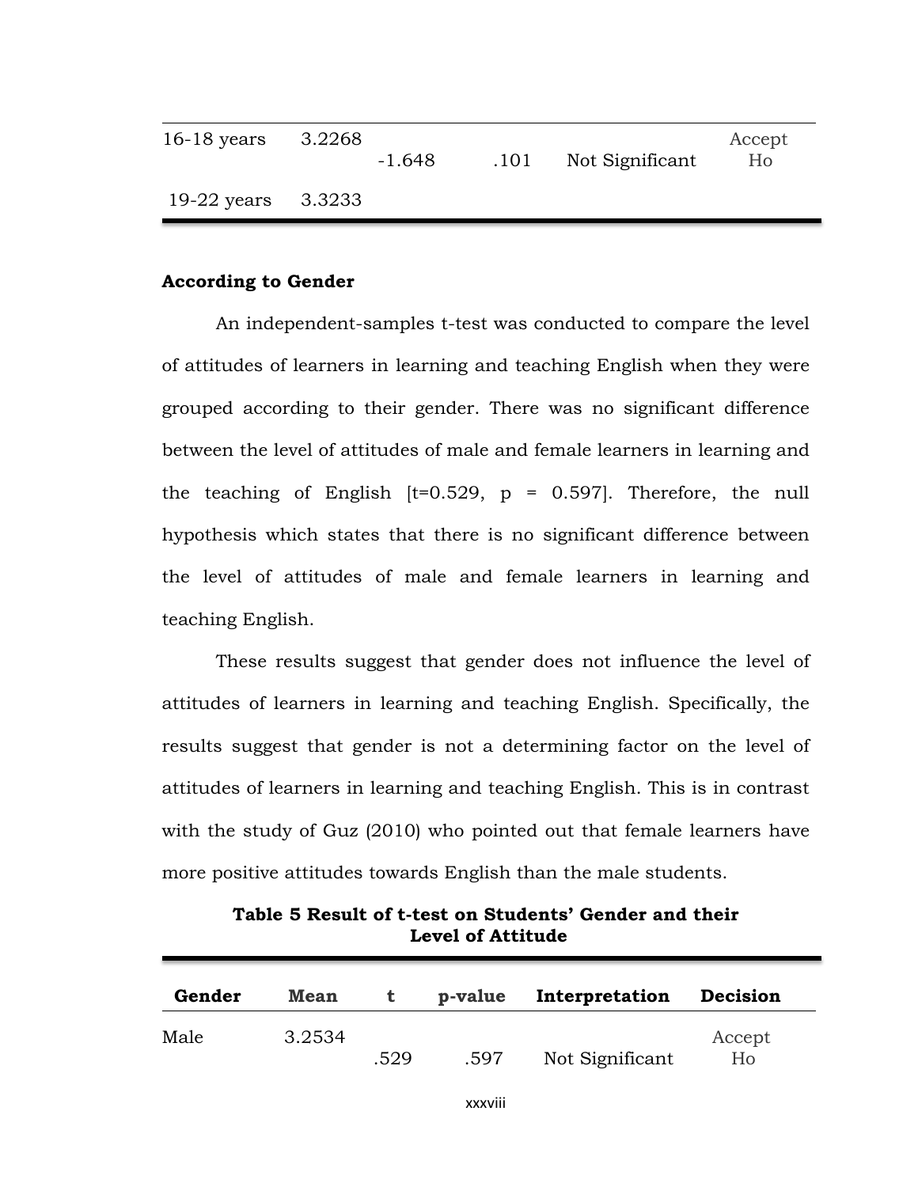| | | | | | |
|---|---|---|---|---|---|
| 16-18 years | 3.2268 | -1.648 | .101 | Not Significant | Accept Ho |
| 19-22 years | 3.3233 | | | | |

**According to Gender**

An independent-samples t-test was conducted to compare the level of attitudes of learners in learning and teaching English when they were grouped according to their gender. There was no significant difference between the level of attitudes of male and female learners in learning and the teaching of English [t=0.529, p = 0.597]. Therefore, the null hypothesis which states that there is no significant difference between the level of attitudes of male and female learners in learning and teaching English.

These results suggest that gender does not influence the level of attitudes of learners in learning and teaching English. Specifically, the results suggest that gender is not a determining factor on the level of attitudes of learners in learning and teaching English. This is in contrast with the study of Guz (2010) who pointed out that female learners have more positive attitudes towards English than the male students.

**Table 5 Result of t-test on Students' Gender and their Level of Attitude**

| Gender | Mean | t | p-value | Interpretation | Decision |
|---|---|---|---|---|---|
| Male | 3.2534 | .529 | .597 | Not Significant | Accept Ho |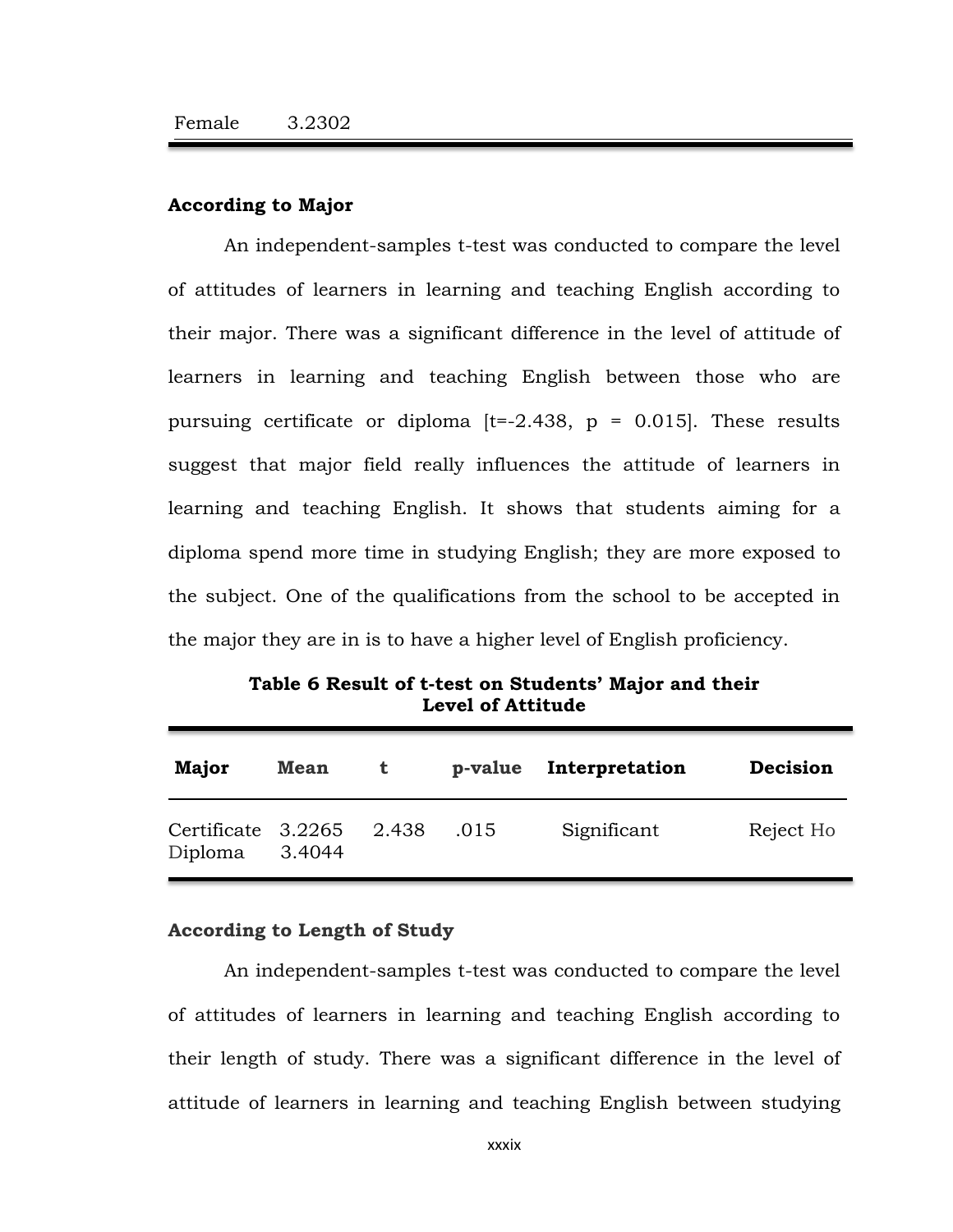| Female | 3.2302 |
|---|---|

**According to Major**

An independent-samples t-test was conducted to compare the level of attitudes of learners in learning and teaching English according to their major. There was a significant difference in the level of attitude of learners in learning and teaching English between those who are pursuing certificate or diploma [t=-2.438, p = 0.015]. These results suggest that major field really influences the attitude of learners in learning and teaching English. It shows that students aiming for a diploma spend more time in studying English; they are more exposed to the subject. One of the qualifications from the school to be accepted in the major they are in is to have a higher level of English proficiency.

**Table 6 Result of t-test on Students' Major and their Level of Attitude**

| Major | Mean | t | p-value | Interpretation | Decision |
|---|---|---|---|---|---|
| Certificate<br>Diploma | 3.2265<br>3.4044 | 2.438 | .015 | Significant | Reject Ho |

**According to Length of Study**

An independent-samples t-test was conducted to compare the level of attitudes of learners in learning and teaching English according to their length of study. There was a significant difference in the level of attitude of learners in learning and teaching English between studying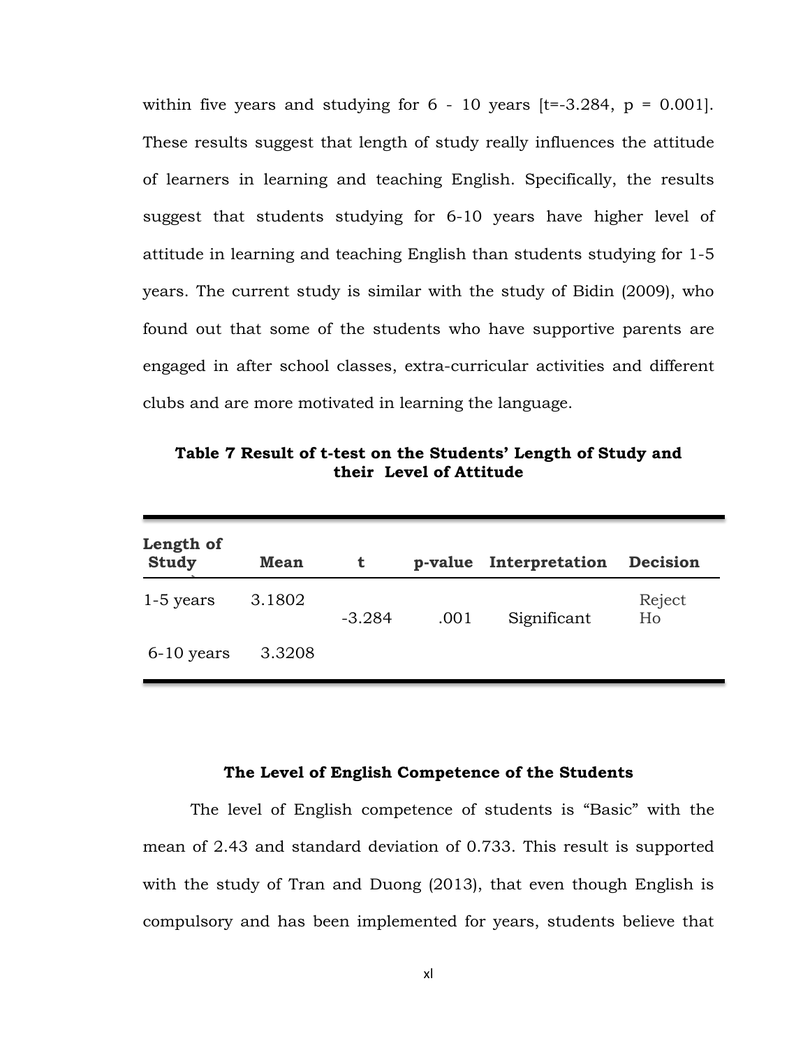within five years and studying for 6 - 10 years [t=-3.284, p = 0.001]. These results suggest that length of study really influences the attitude of learners in learning and teaching English. Specifically, the results suggest that students studying for 6-10 years have higher level of attitude in learning and teaching English than students studying for 1-5 years. The current study is similar with the study of Bidin (2009), who found out that some of the students who have supportive parents are engaged in after school classes, extra-curricular activities and different clubs and are more motivated in learning the language.

**Table 7 Result of t-test on the Students' Length of Study and their Level of Attitude**

| Length of Study | Mean | t | p-value | Interpretation | Decision |
|---|---|---|---|---|---|
| 1-5 years | 3.1802 | -3.284 | .001 | Significant | Reject Ho |
| 6-10 years | 3.3208 | | | | |

### The Level of English Competence of the Students

The level of English competence of students is "Basic" with the mean of 2.43 and standard deviation of 0.733. This result is supported with the study of Tran and Duong (2013), that even though English is compulsory and has been implemented for years, students believe that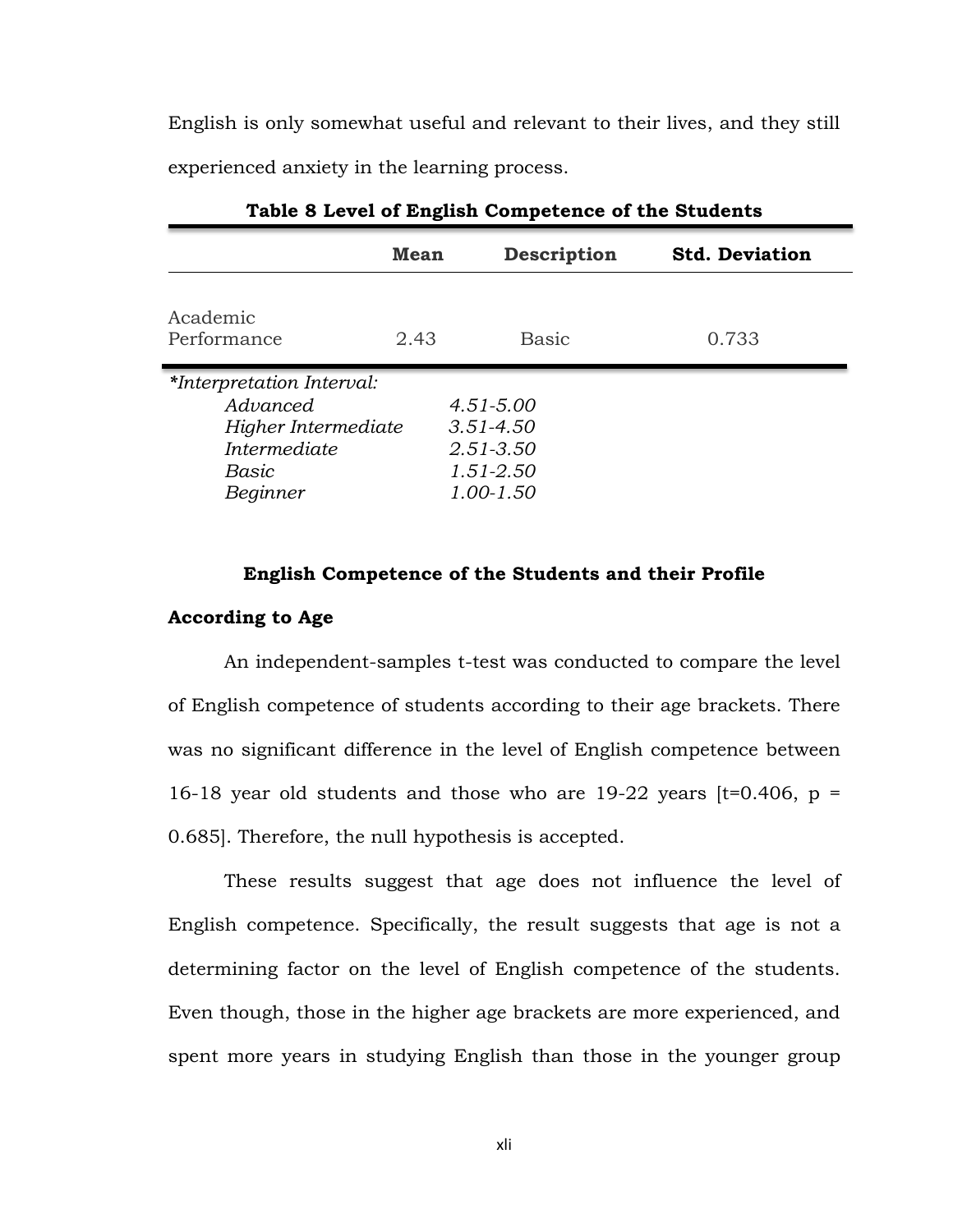English is only somewhat useful and relevant to their lives, and they still experienced anxiety in the learning process.

**Table 8 Level of English Competence of the Students**

| | Mean | Description | Std. Deviation |
|---|---|---|---|
| Academic Performance | 2.43 | Basic | 0.733 |

*\*Interpretation Interval:*

| | |
|---|---|
| *Advanced* | *4.51-5.00* |
| *Higher Intermediate* | *3.51-4.50* |
| *Intermediate* | *2.51-3.50* |
| *Basic* | *1.51-2.50* |
| *Beginner* | *1.00-1.50* |

## English Competence of the Students and their Profile

### According to Age

An independent-samples t-test was conducted to compare the level of English competence of students according to their age brackets. There was no significant difference in the level of English competence between 16-18 year old students and those who are 19-22 years [$t=0.406$, $p = 0.685$]. Therefore, the null hypothesis is accepted.

These results suggest that age does not influence the level of English competence. Specifically, the result suggests that age is not a determining factor on the level of English competence of the students. Even though, those in the higher age brackets are more experienced, and spent more years in studying English than those in the younger group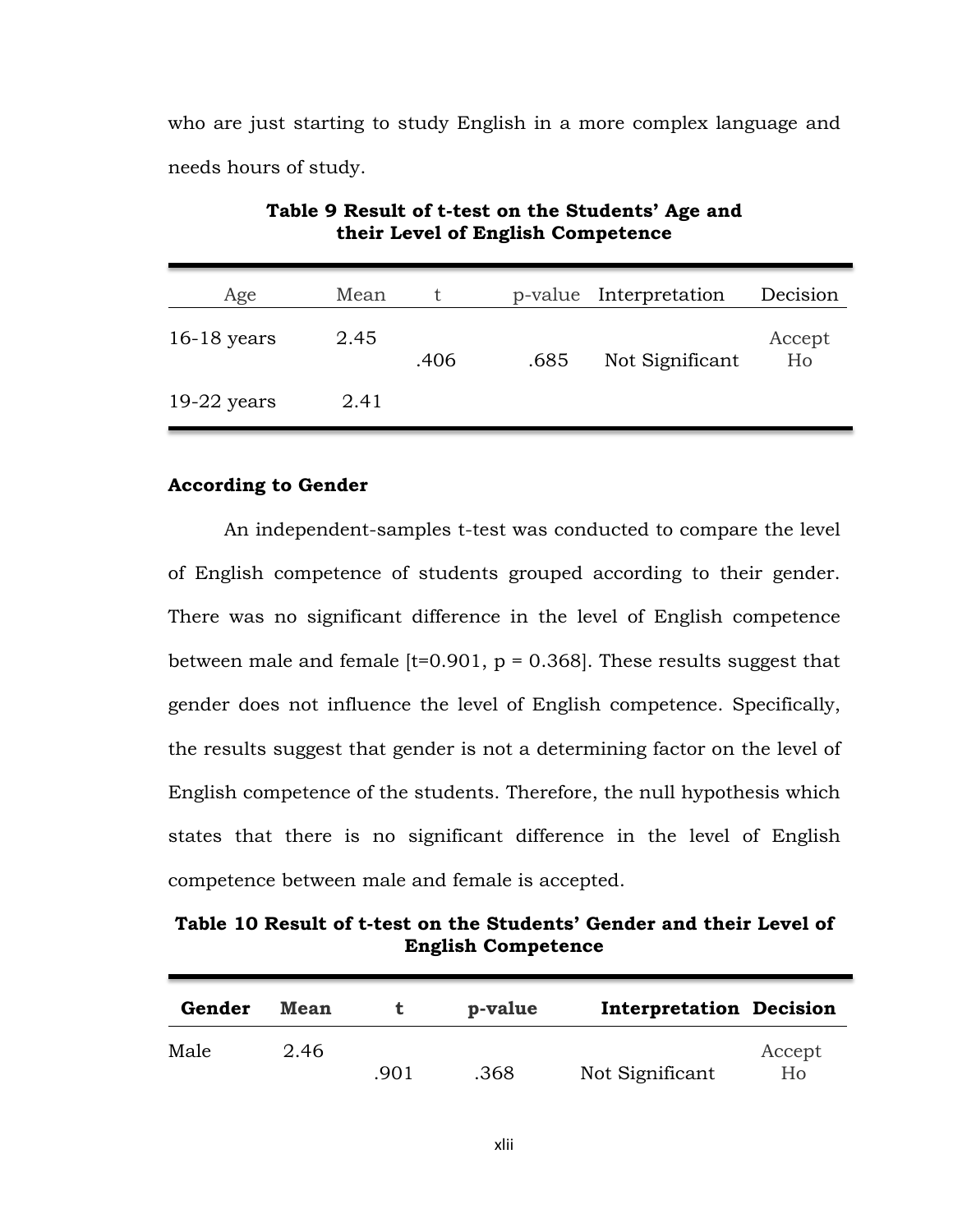who are just starting to study English in a more complex language and needs hours of study.

**Table 9 Result of t-test on the Students' Age and their Level of English Competence**

| Age | Mean | t | p-value | Interpretation | Decision |
|---|---|---|---|---|---|
| 16-18 years | 2.45 | .406 | .685 | Not Significant | Accept Ho |
| 19-22 years | 2.41 | | | | |

**According to Gender**

An independent-samples t-test was conducted to compare the level of English competence of students grouped according to their gender. There was no significant difference in the level of English competence between male and female [t=0.901, p = 0.368]. These results suggest that gender does not influence the level of English competence. Specifically, the results suggest that gender is not a determining factor on the level of English competence of the students. Therefore, the null hypothesis which states that there is no significant difference in the level of English competence between male and female is accepted.

**Table 10 Result of t-test on the Students' Gender and their Level of English Competence**

| Gender | Mean | t | p-value | Interpretation | Decision |
|---|---|---|---|---|---|
| Male | 2.46 | .901 | .368 | Not Significant | Accept Ho |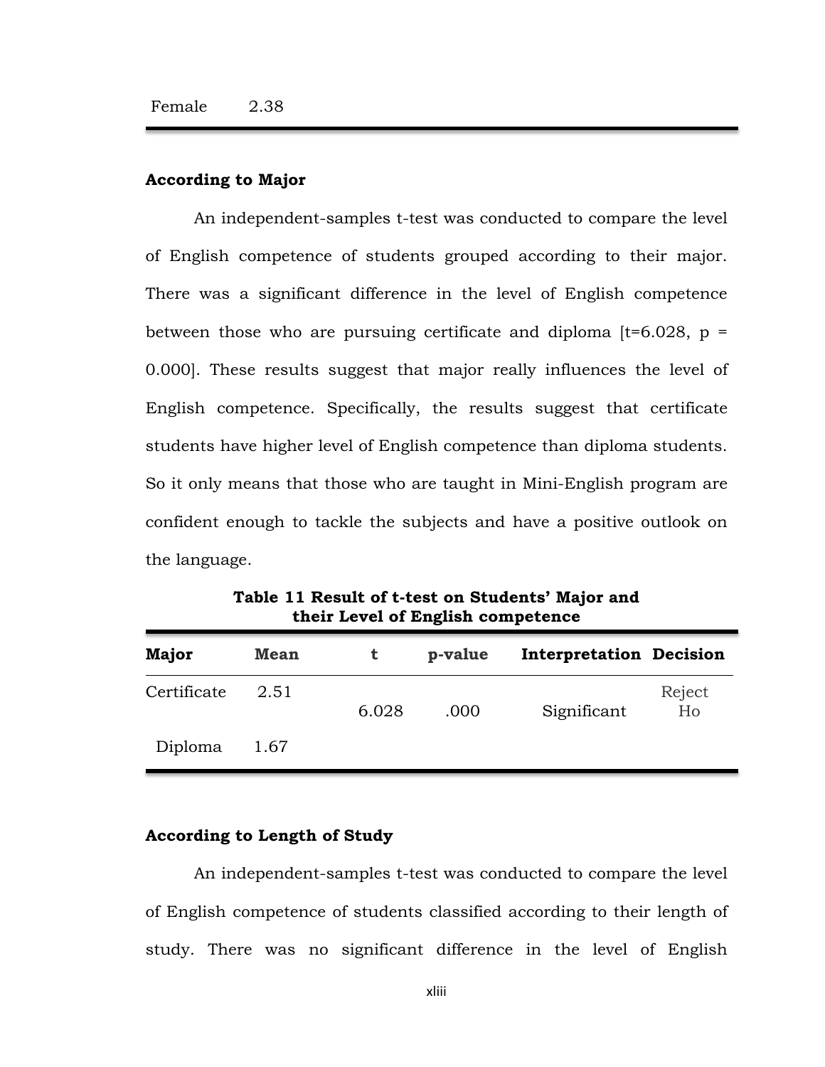| Female | 2.38 |
|---|---|

**According to Major**

An independent-samples t-test was conducted to compare the level of English competence of students grouped according to their major. There was a significant difference in the level of English competence between those who are pursuing certificate and diploma [t=6.028, p = 0.000]. These results suggest that major really influences the level of English competence. Specifically, the results suggest that certificate students have higher level of English competence than diploma students. So it only means that those who are taught in Mini-English program are confident enough to tackle the subjects and have a positive outlook on the language.

**Table 11 Result of t-test on Students' Major and their Level of English competence**

| Major | Mean | t | p-value | Interpretation | Decision |
|---|---|---|---|---|---|
| Certificate | 2.51 | 6.028 | .000 | Significant | Reject Ho |
| Diploma | 1.67 | | | | |

**According to Length of Study**

An independent-samples t-test was conducted to compare the level of English competence of students classified according to their length of study. There was no significant difference in the level of English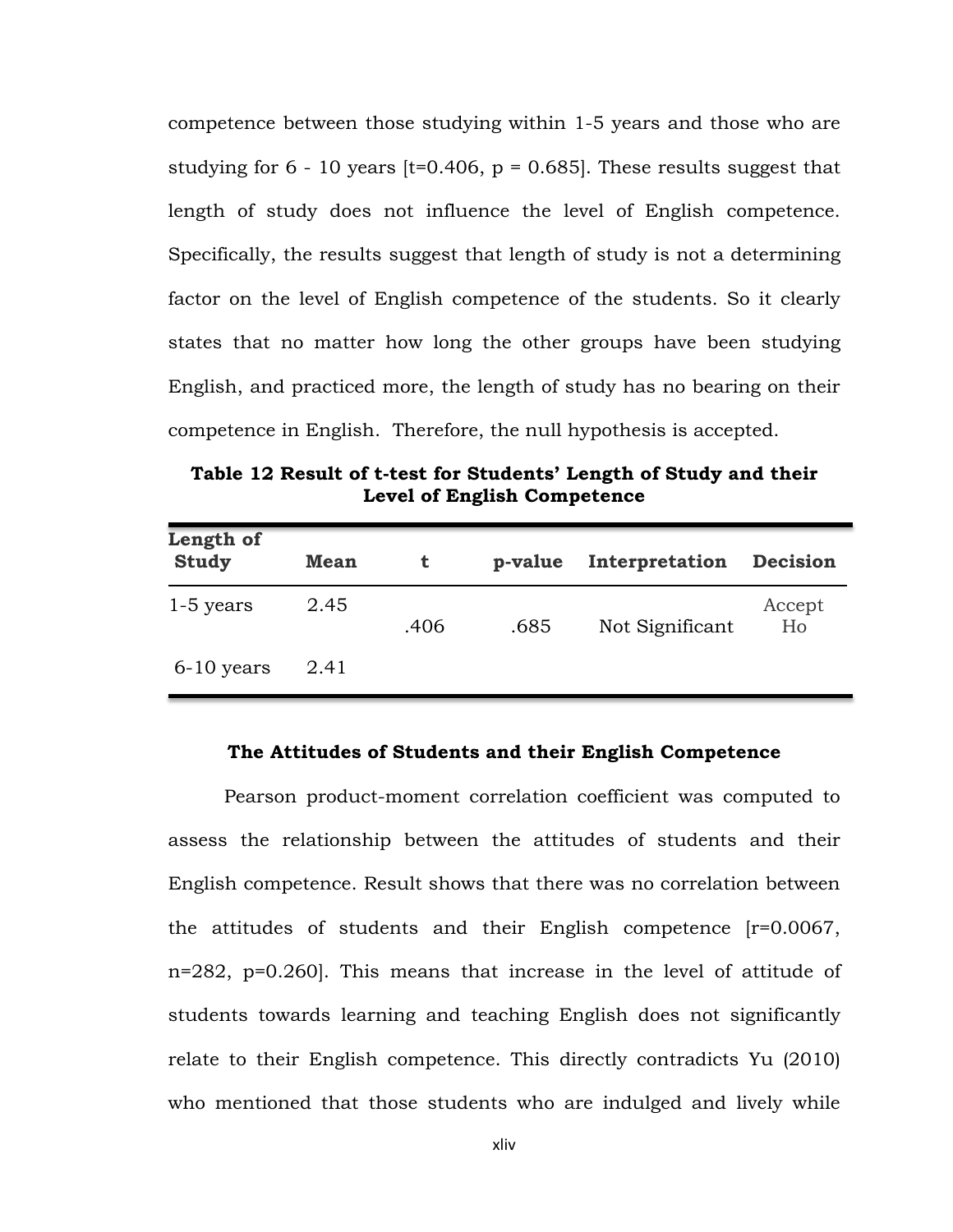competence between those studying within 1-5 years and those who are studying for 6 - 10 years [t=0.406, p = 0.685]. These results suggest that length of study does not influence the level of English competence. Specifically, the results suggest that length of study is not a determining factor on the level of English competence of the students. So it clearly states that no matter how long the other groups have been studying English, and practiced more, the length of study has no bearing on their competence in English. Therefore, the null hypothesis is accepted.

**Table 12 Result of t-test for Students' Length of Study and their Level of English Competence**

| Length of Study | Mean | t | p-value | Interpretation | Decision |
|---|---|---|---|---|---|
| 1-5 years | 2.45 | .406 | .685 | Not Significant | Accept Ho |
| 6-10 years | 2.41 | | | | |

**The Attitudes of Students and their English Competence**

Pearson product-moment correlation coefficient was computed to assess the relationship between the attitudes of students and their English competence. Result shows that there was no correlation between the attitudes of students and their English competence [r=0.0067, n=282, p=0.260]. This means that increase in the level of attitude of students towards learning and teaching English does not significantly relate to their English competence. This directly contradicts Yu (2010) who mentioned that those students who are indulged and lively while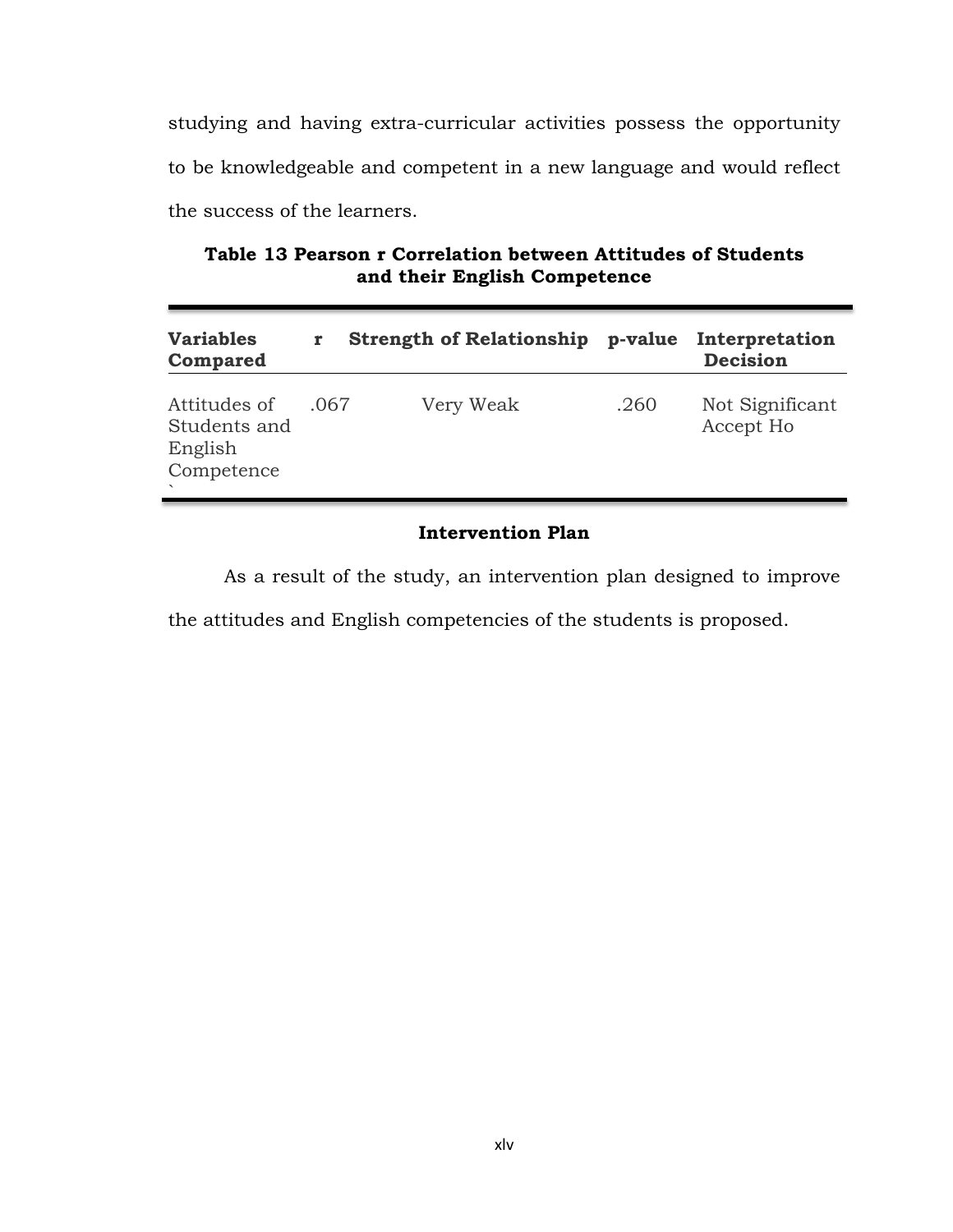studying and having extra-curricular activities possess the opportunity to be knowledgeable and competent in a new language and would reflect the success of the learners.

**Table 13 Pearson r Correlation between Attitudes of Students and their English Competence**

| Variables Compared | r | Strength of Relationship | p-value | Interpretation Decision |
|---|---|---|---|---|
| Attitudes of Students and English Competence ` | .067 | Very Weak | .260 | Not Significant Accept Ho |

### Intervention Plan

As a result of the study, an intervention plan designed to improve the attitudes and English competencies of the students is proposed.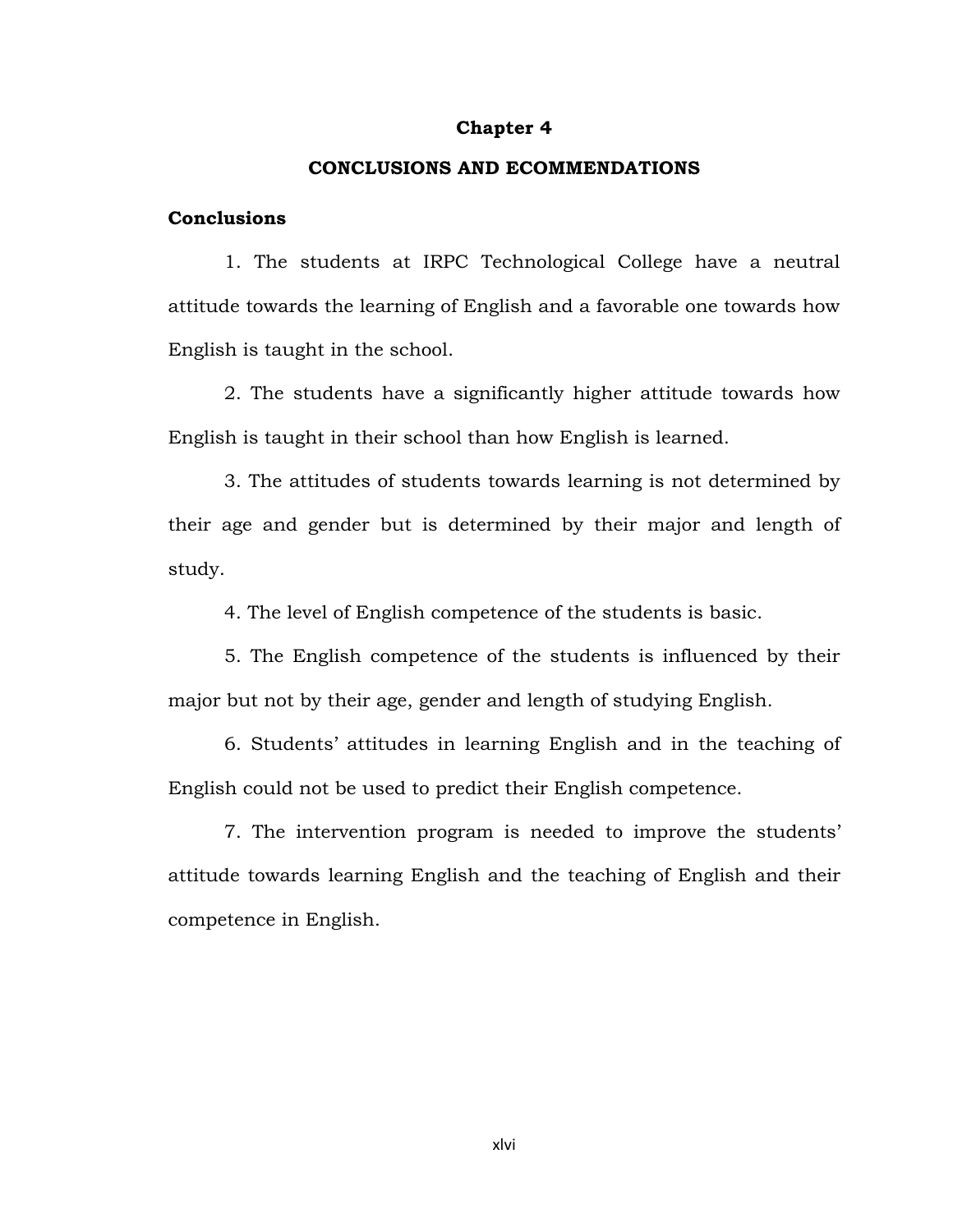# Chapter 4

## CONCLUSIONS AND ECOMMENDATIONS

### Conclusions

1. The students at IRPC Technological College have a neutral attitude towards the learning of English and a favorable one towards how English is taught in the school.

2. The students have a significantly higher attitude towards how English is taught in their school than how English is learned.

3. The attitudes of students towards learning is not determined by their age and gender but is determined by their major and length of study.

4. The level of English competence of the students is basic.

5. The English competence of the students is influenced by their major but not by their age, gender and length of studying English.

6. Students' attitudes in learning English and in the teaching of English could not be used to predict their English competence.

7. The intervention program is needed to improve the students' attitude towards learning English and the teaching of English and their competence in English.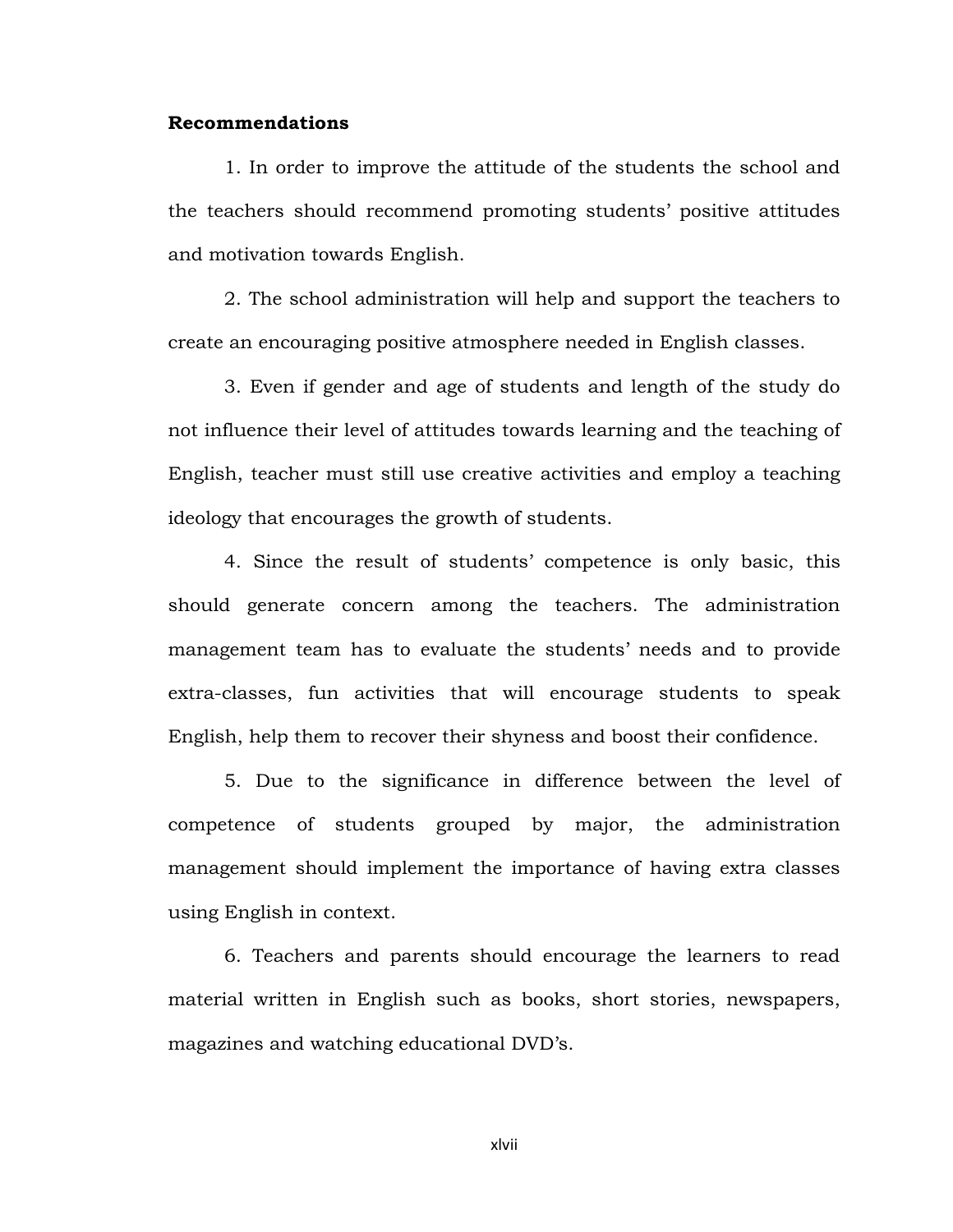**Recommendations**

1. In order to improve the attitude of the students the school and the teachers should recommend promoting students' positive attitudes and motivation towards English.

2. The school administration will help and support the teachers to create an encouraging positive atmosphere needed in English classes.

3. Even if gender and age of students and length of the study do not influence their level of attitudes towards learning and the teaching of English, teacher must still use creative activities and employ a teaching ideology that encourages the growth of students.

4. Since the result of students' competence is only basic, this should generate concern among the teachers. The administration management team has to evaluate the students' needs and to provide extra-classes, fun activities that will encourage students to speak English, help them to recover their shyness and boost their confidence.

5. Due to the significance in difference between the level of competence of students grouped by major, the administration management should implement the importance of having extra classes using English in context.

6. Teachers and parents should encourage the learners to read material written in English such as books, short stories, newspapers, magazines and watching educational DVD's.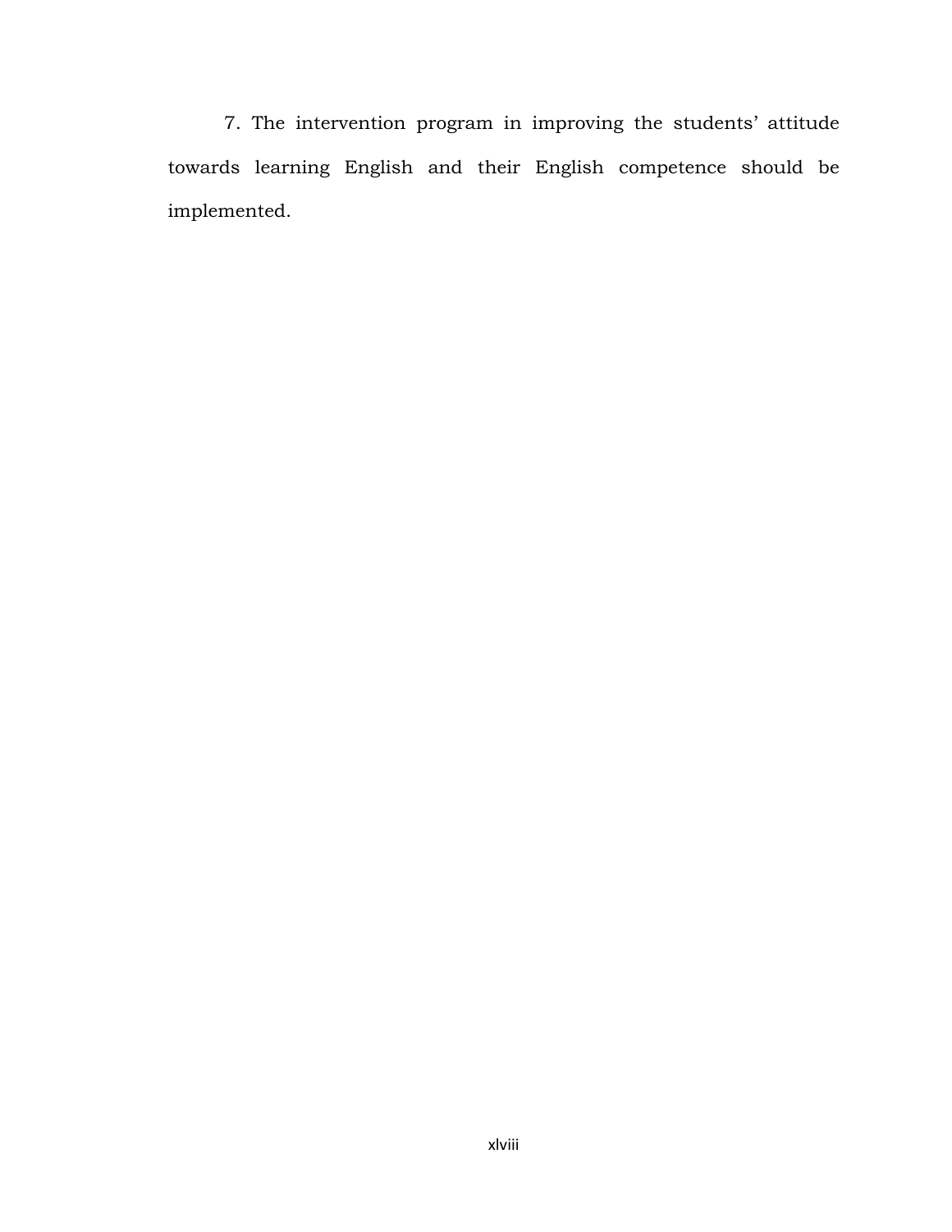7. The intervention program in improving the students' attitude towards learning English and their English competence should be implemented.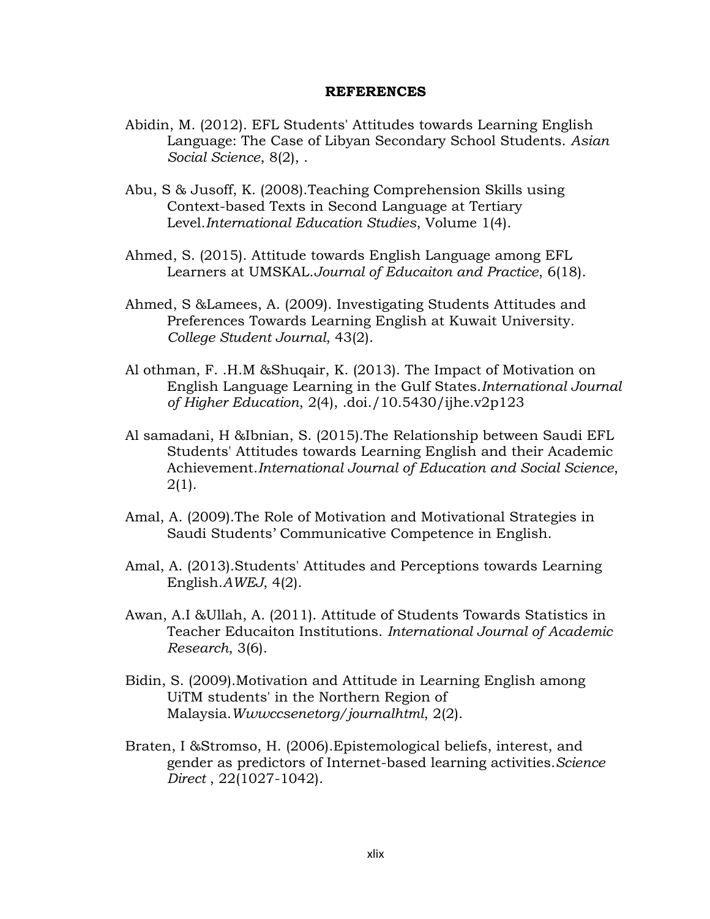**REFERENCES**

Abidin, M. (2012). EFL Students' Attitudes towards Learning English Language: The Case of Libyan Secondary School Students. *Asian Social Science*, 8(2), .

Abu, S & Jusoff, K. (2008).Teaching Comprehension Skills using Context-based Texts in Second Language at Tertiary Level.*International Education Studies*, Volume 1(4).

Ahmed, S. (2015). Attitude towards English Language among EFL Learners at UMSKAL.*Journal of Educaiton and Practice*, 6(18).

Ahmed, S &Lamees, A. (2009). Investigating Students Attitudes and Preferences Towards Learning English at Kuwait University. *College Student Journal*, 43(2).

Al othman, F. .H.M &Shuqair, K. (2013). The Impact of Motivation on English Language Learning in the Gulf States.*International Journal of Higher Education*, 2(4), .doi./10.5430/ijhe.v2p123

Al samadani, H &Ibnian, S. (2015).The Relationship between Saudi EFL Students' Attitudes towards Learning English and their Academic Achievement.*International Journal of Education and Social Science*, 2(1).

Amal, A. (2009).The Role of Motivation and Motivational Strategies in Saudi Students' Communicative Competence in English.

Amal, A. (2013).Students' Attitudes and Perceptions towards Learning English.*AWEJ*, 4(2).

Awan, A.I &Ullah, A. (2011). Attitude of Students Towards Statistics in Teacher Educaiton Institutions. *International Journal of Academic Research*, 3(6).

Bidin, S. (2009).Motivation and Attitude in Learning English among UiTM students' in the Northern Region of Malaysia.*Wwwccsenetorg/journalhtml*, 2(2).

Braten, I &Stromso, H. (2006).Epistemological beliefs, interest, and gender as predictors of Internet-based learning activities.*Science Direct* , 22(1027-1042).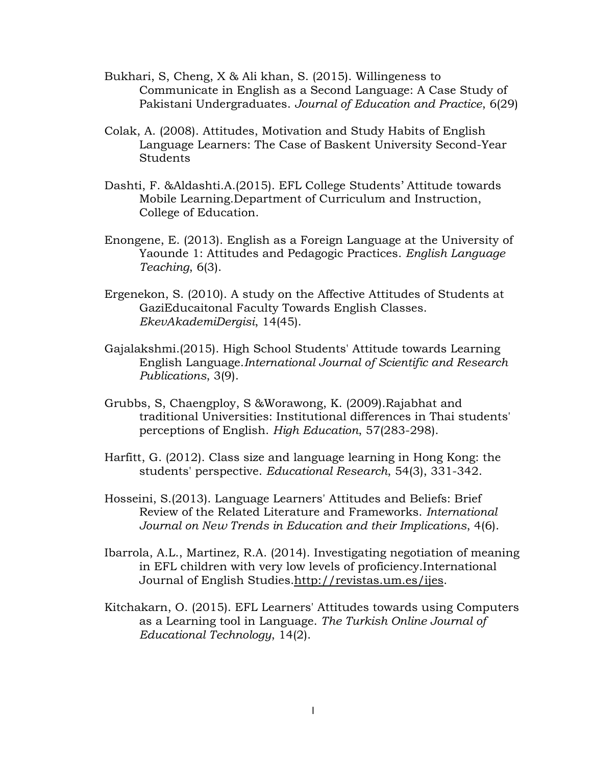Bukhari, S, Cheng, X & Ali khan, S. (2015). Willingeness to Communicate in English as a Second Language: A Case Study of Pakistani Undergraduates. *Journal of Education and Practice*, 6(29)

Colak, A. (2008). Attitudes, Motivation and Study Habits of English Language Learners: The Case of Baskent University Second-Year Students

Dashti, F. &Aldashti.A.(2015). EFL College Students' Attitude towards Mobile Learning.Department of Curriculum and Instruction, College of Education.

Enongene, E. (2013). English as a Foreign Language at the University of Yaounde 1: Attitudes and Pedagogic Practices. *English Language Teaching*, 6(3).

Ergenekon, S. (2010). A study on the Affective Attitudes of Students at GaziEducaitonal Faculty Towards English Classes. *EkevAkademiDergisi*, 14(45).

Gajalakshmi.(2015). High School Students' Attitude towards Learning English Language.*International Journal of Scientific and Research Publications*, 3(9).

Grubbs, S, Chaengploy, S &Worawong, K. (2009).Rajabhat and traditional Universities: Institutional differences in Thai students' perceptions of English. *High Education*, 57(283-298).

Harfitt, G. (2012). Class size and language learning in Hong Kong: the students' perspective. *Educational Research*, 54(3), 331-342.

Hosseini, S.(2013). Language Learners' Attitudes and Beliefs: Brief Review of the Related Literature and Frameworks. *International Journal on New Trends in Education and their Implications*, 4(6).

Ibarrola, A.L., Martinez, R.A. (2014). Investigating negotiation of meaning in EFL children with very low levels of proficiency.International Journal of English Studies.http://revistas.um.es/ijes.

Kitchakarn, O. (2015). EFL Learners' Attitudes towards using Computers as a Learning tool in Language. *The Turkish Online Journal of Educational Technology*, 14(2).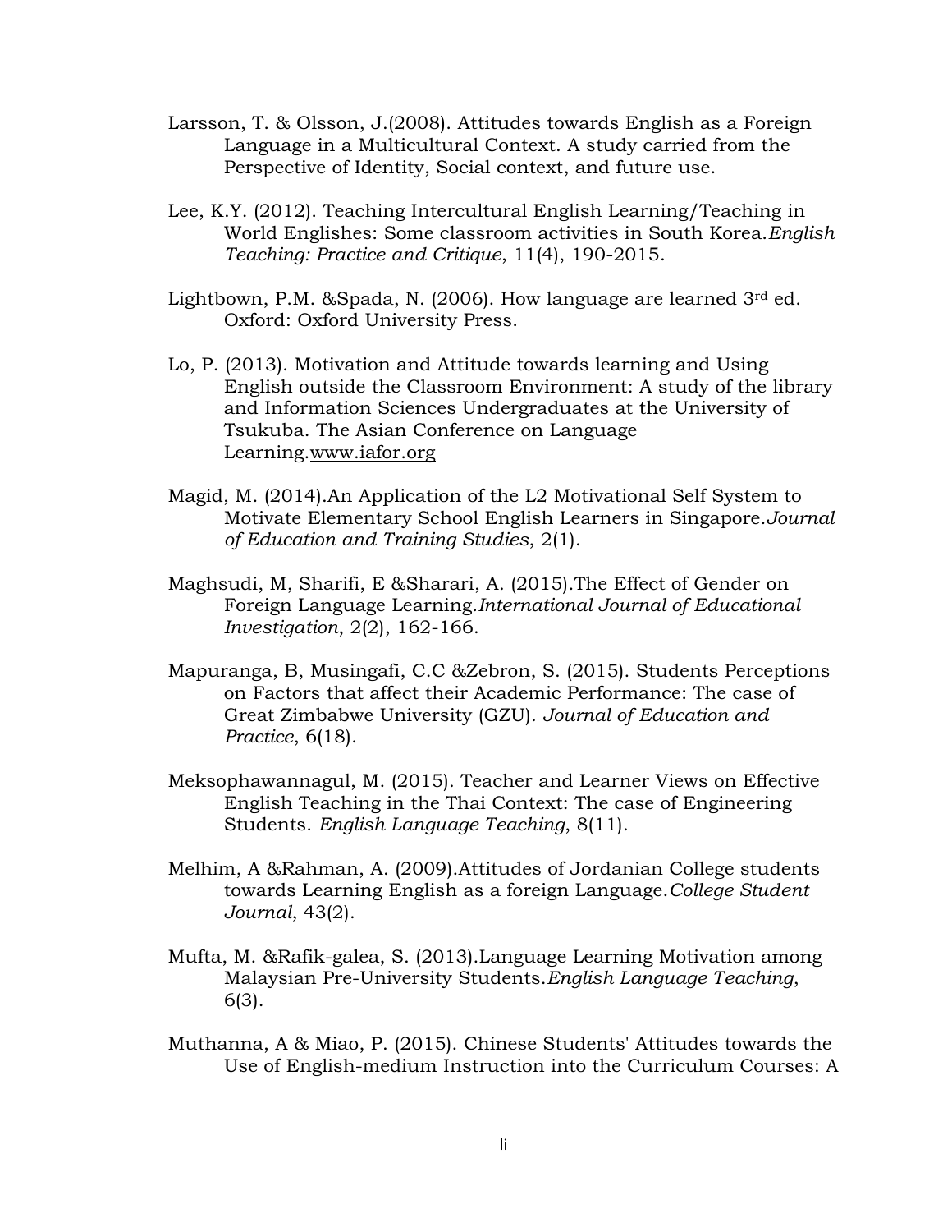Larsson, T. & Olsson, J.(2008). Attitudes towards English as a Foreign Language in a Multicultural Context. A study carried from the Perspective of Identity, Social context, and future use.

Lee, K.Y. (2012). Teaching Intercultural English Learning/Teaching in World Englishes: Some classroom activities in South Korea.*English Teaching: Practice and Critique*, 11(4), 190-2015.

Lightbown, P.M. &Spada, N. (2006). How language are learned 3rd ed. Oxford: Oxford University Press.

Lo, P. (2013). Motivation and Attitude towards learning and Using English outside the Classroom Environment: A study of the library and Information Sciences Undergraduates at the University of Tsukuba. The Asian Conference on Language Learning.www.iafor.org

Magid, M. (2014).An Application of the L2 Motivational Self System to Motivate Elementary School English Learners in Singapore.*Journal of Education and Training Studies*, 2(1).

Maghsudi, M, Sharifi, E &Sharari, A. (2015).The Effect of Gender on Foreign Language Learning.*International Journal of Educational Investigation*, 2(2), 162-166.

Mapuranga, B, Musingafi, C.C &Zebron, S. (2015). Students Perceptions on Factors that affect their Academic Performance: The case of Great Zimbabwe University (GZU). *Journal of Education and Practice*, 6(18).

Meksophawannagul, M. (2015). Teacher and Learner Views on Effective English Teaching in the Thai Context: The case of Engineering Students. *English Language Teaching*, 8(11).

Melhim, A &Rahman, A. (2009).Attitudes of Jordanian College students towards Learning English as a foreign Language.*College Student Journal*, 43(2).

Mufta, M. &Rafik-galea, S. (2013).Language Learning Motivation among Malaysian Pre-University Students.*English Language Teaching*, 6(3).

Muthanna, A & Miao, P. (2015). Chinese Students' Attitudes towards the Use of English-medium Instruction into the Curriculum Courses: A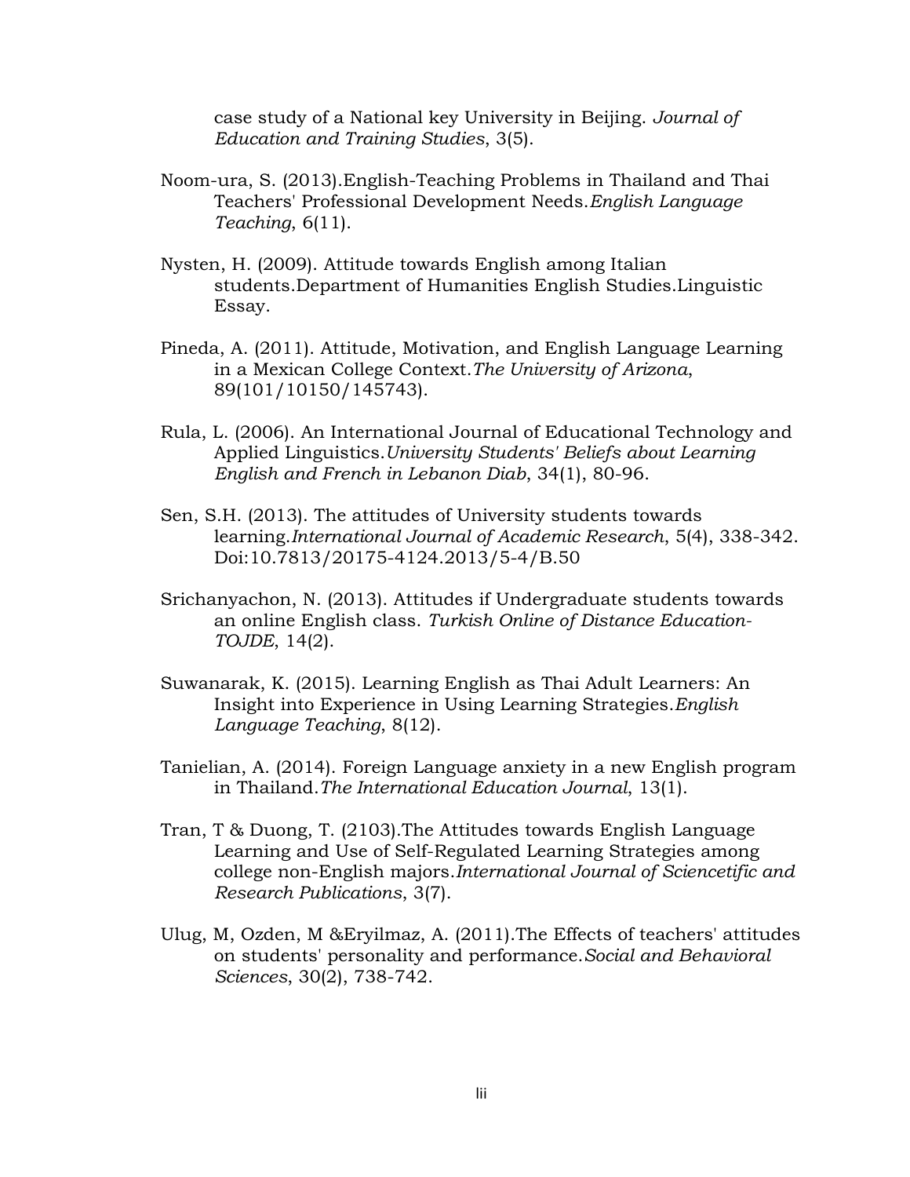case study of a National key University in Beijing. *Journal of Education and Training Studies*, 3(5).

Noom-ura, S. (2013).English-Teaching Problems in Thailand and Thai Teachers' Professional Development Needs.*English Language Teaching*, 6(11).

Nysten, H. (2009). Attitude towards English among Italian students.Department of Humanities English Studies.Linguistic Essay.

Pineda, A. (2011). Attitude, Motivation, and English Language Learning in a Mexican College Context.*The University of Arizona*, 89(101/10150/145743).

Rula, L. (2006). An International Journal of Educational Technology and Applied Linguistics.*University Students' Beliefs about Learning English and French in Lebanon Diab*, 34(1), 80-96.

Sen, S.H. (2013). The attitudes of University students towards learning.*International Journal of Academic Research*, 5(4), 338-342. Doi:10.7813/20175-4124.2013/5-4/B.50

Srichanyachon, N. (2013). Attitudes if Undergraduate students towards an online English class. *Turkish Online of Distance Education-TOJDE*, 14(2).

Suwanarak, K. (2015). Learning English as Thai Adult Learners: An Insight into Experience in Using Learning Strategies.*English Language Teaching*, 8(12).

Tanielian, A. (2014). Foreign Language anxiety in a new English program in Thailand.*The International Education Journal*, 13(1).

Tran, T & Duong, T. (2103).The Attitudes towards English Language Learning and Use of Self-Regulated Learning Strategies among college non-English majors.*International Journal of Sciencetific and Research Publications*, 3(7).

Ulug, M, Ozden, M &Eryilmaz, A. (2011).The Effects of teachers' attitudes on students' personality and performance.*Social and Behavioral Sciences*, 30(2), 738-742.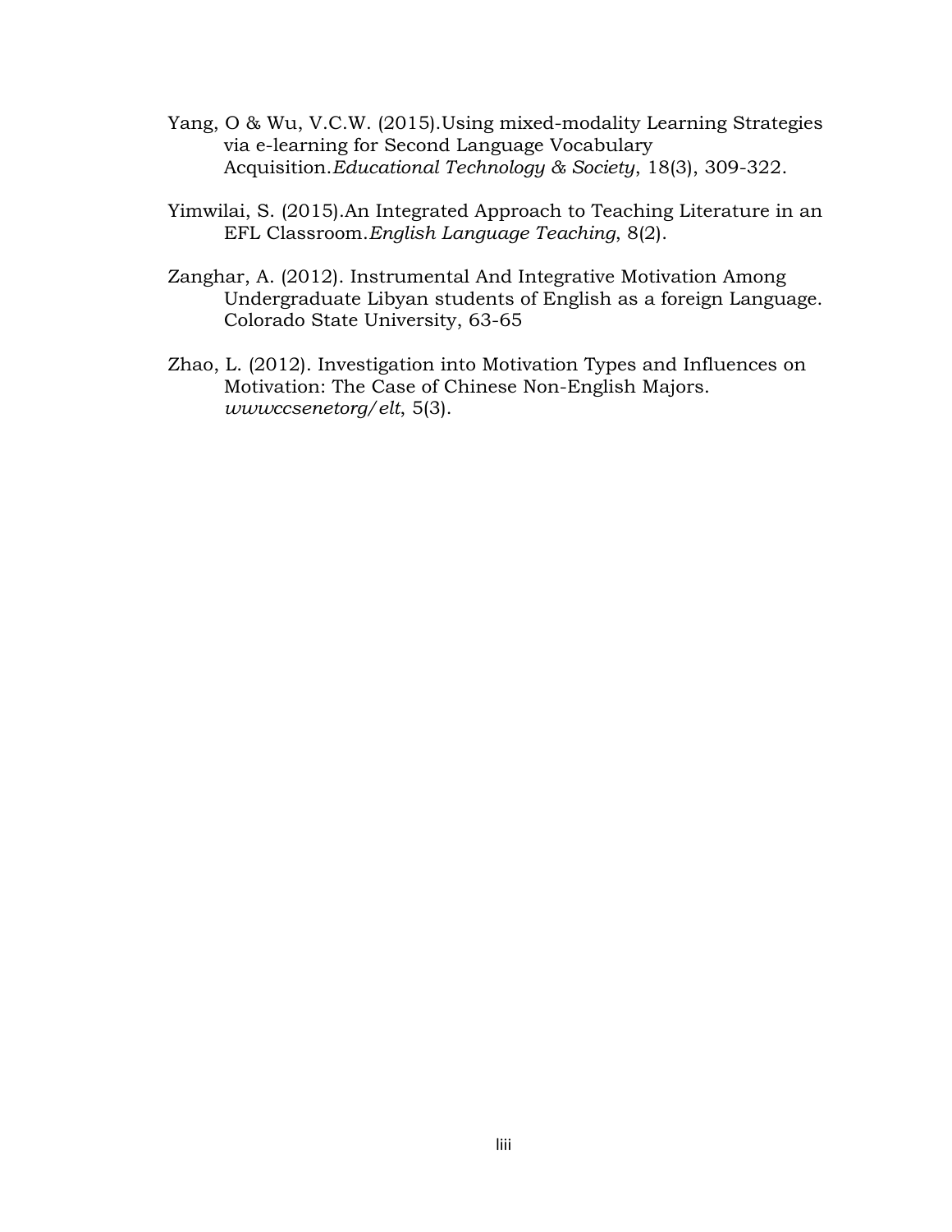Yang, O & Wu, V.C.W. (2015).Using mixed-modality Learning Strategies via e-learning for Second Language Vocabulary Acquisition.*Educational Technology & Society*, 18(3), 309-322.

Yimwilai, S. (2015).An Integrated Approach to Teaching Literature in an EFL Classroom.*English Language Teaching*, 8(2).

Zanghar, A. (2012). Instrumental And Integrative Motivation Among Undergraduate Libyan students of English as a foreign Language. Colorado State University, 63-65

Zhao, L. (2012). Investigation into Motivation Types and Influences on Motivation: The Case of Chinese Non-English Majors. *wwwccsenetorg/elt*, 5(3).